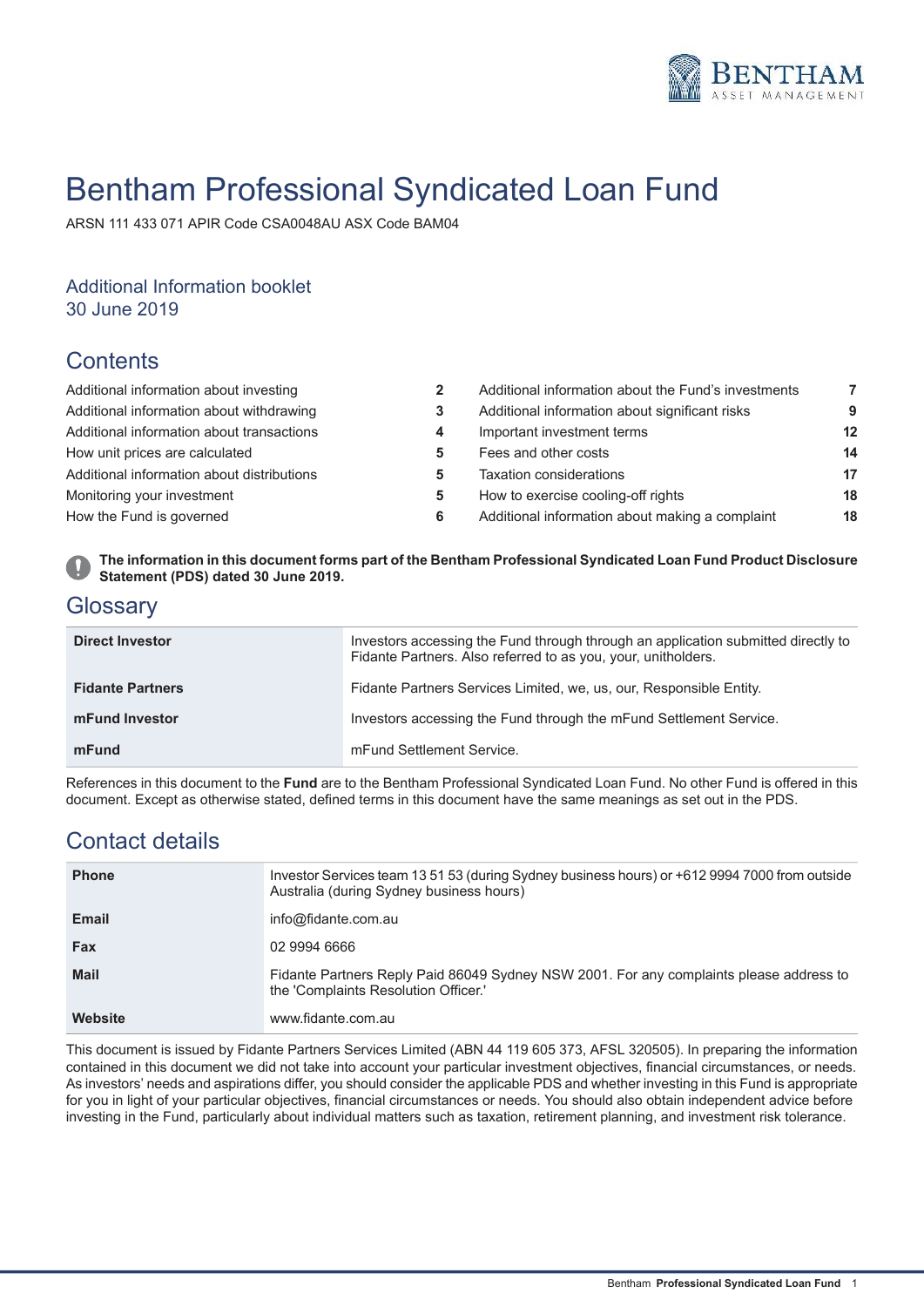BENTHAM ASSET MANAGEMENT

# Bentham Professional Syndicated Loan Fund

ARSN 111 433 071 APIR Code CSA0048AU ASX Code BAM04

## Additional Information booklet
## 30 June 2019

## Contents

| | | | |
|---|---|---|---|
| Additional information about investing | 2 | Additional information about the Fund's investments | 7 |
| Additional information about withdrawing | 3 | Additional information about significant risks | 9 |
| Additional information about transactions | 4 | Important investment terms | 12 |
| How unit prices are calculated | 5 | Fees and other costs | 14 |
| Additional information about distributions | 5 | Taxation considerations | 17 |
| Monitoring your investment | 5 | How to exercise cooling-off rights | 18 |
| How the Fund is governed | 6 | Additional information about making a complaint | 18 |

**The information in this document forms part of the Bentham Professional Syndicated Loan Fund Product Disclosure Statement (PDS) dated 30 June 2019.**

## Glossary

| | |
|---|---|
| **Direct Investor** | Investors accessing the Fund through through an application submitted directly to Fidante Partners. Also referred to as you, your, unitholders. |
| **Fidante Partners** | Fidante Partners Services Limited, we, us, our, Responsible Entity. |
| **mFund Investor** | Investors accessing the Fund through the mFund Settlement Service. |
| **mFund** | mFund Settlement Service. |

References in this document to the **Fund** are to the Bentham Professional Syndicated Loan Fund. No other Fund is offered in this document. Except as otherwise stated, defined terms in this document have the same meanings as set out in the PDS.

## Contact details

| | |
|---|---|
| **Phone** | Investor Services team 13 51 53 (during Sydney business hours) or +612 9994 7000 from outside Australia (during Sydney business hours) |
| **Email** | info@fidante.com.au |
| **Fax** | 02 9994 6666 |
| **Mail** | Fidante Partners Reply Paid 86049 Sydney NSW 2001. For any complaints please address to the 'Complaints Resolution Officer.' |
| **Website** | www.fidante.com.au |

This document is issued by Fidante Partners Services Limited (ABN 44 119 605 373, AFSL 320505). In preparing the information contained in this document we did not take into account your particular investment objectives, financial circumstances, or needs. As investors' needs and aspirations differ, you should consider the applicable PDS and whether investing in this Fund is appropriate for you in light of your particular objectives, financial circumstances or needs. You should also obtain independent advice before investing in the Fund, particularly about individual matters such as taxation, retirement planning, and investment risk tolerance.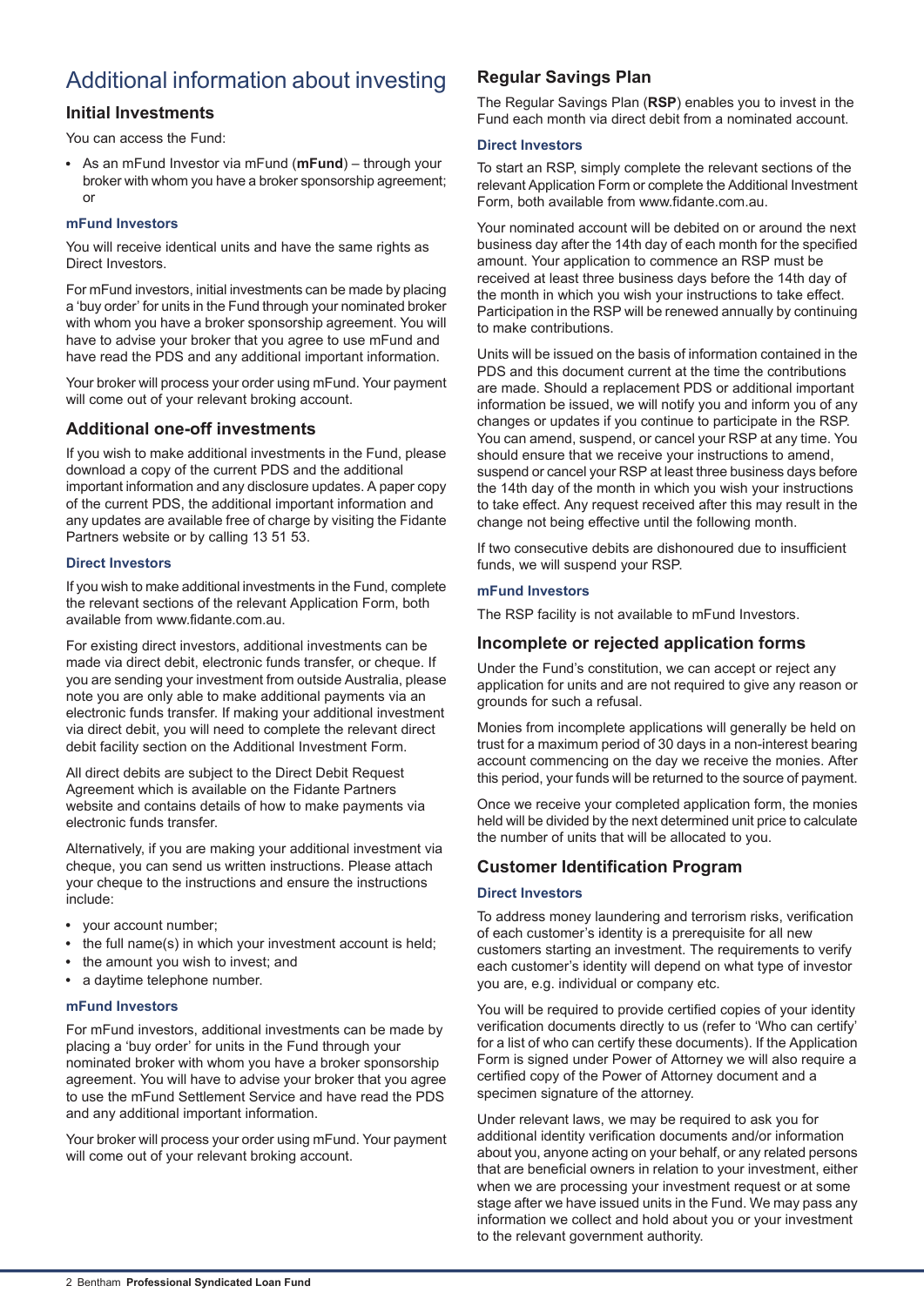# Additional information about investing

## Initial Investments

You can access the Fund:

- As an mFund Investor via mFund (**mFund**) – through your broker with whom you have a broker sponsorship agreement; or

### mFund Investors

You will receive identical units and have the same rights as Direct Investors.

For mFund investors, initial investments can be made by placing a 'buy order' for units in the Fund through your nominated broker with whom you have a broker sponsorship agreement. You will have to advise your broker that you agree to use mFund and have read the PDS and any additional important information.

Your broker will process your order using mFund. Your payment will come out of your relevant broking account.

## Additional one-off investments

If you wish to make additional investments in the Fund, please download a copy of the current PDS and the additional important information and any disclosure updates. A paper copy of the current PDS, the additional important information and any updates are available free of charge by visiting the Fidante Partners website or by calling 13 51 53.

### Direct Investors

If you wish to make additional investments in the Fund, complete the relevant sections of the relevant Application Form, both available from www.fidante.com.au.

For existing direct investors, additional investments can be made via direct debit, electronic funds transfer, or cheque. If you are sending your investment from outside Australia, please note you are only able to make additional payments via an electronic funds transfer. If making your additional investment via direct debit, you will need to complete the relevant direct debit facility section on the Additional Investment Form.

All direct debits are subject to the Direct Debit Request Agreement which is available on the Fidante Partners website and contains details of how to make payments via electronic funds transfer.

Alternatively, if you are making your additional investment via cheque, you can send us written instructions. Please attach your cheque to the instructions and ensure the instructions include:

- your account number;
- the full name(s) in which your investment account is held;
- the amount you wish to invest; and
- a daytime telephone number.

### mFund Investors

For mFund investors, additional investments can be made by placing a 'buy order' for units in the Fund through your nominated broker with whom you have a broker sponsorship agreement. You will have to advise your broker that you agree to use the mFund Settlement Service and have read the PDS and any additional important information.

Your broker will process your order using mFund. Your payment will come out of your relevant broking account.

## Regular Savings Plan

The Regular Savings Plan (**RSP**) enables you to invest in the Fund each month via direct debit from a nominated account.

### Direct Investors

To start an RSP, simply complete the relevant sections of the relevant Application Form or complete the Additional Investment Form, both available from www.fidante.com.au.

Your nominated account will be debited on or around the next business day after the 14th day of each month for the specified amount. Your application to commence an RSP must be received at least three business days before the 14th day of the month in which you wish your instructions to take effect. Participation in the RSP will be renewed annually by continuing to make contributions.

Units will be issued on the basis of information contained in the PDS and this document current at the time the contributions are made. Should a replacement PDS or additional important information be issued, we will notify you and inform you of any changes or updates if you continue to participate in the RSP. You can amend, suspend, or cancel your RSP at any time. You should ensure that we receive your instructions to amend, suspend or cancel your RSP at least three business days before the 14th day of the month in which you wish your instructions to take effect. Any request received after this may result in the change not being effective until the following month.

If two consecutive debits are dishonoured due to insufficient funds, we will suspend your RSP.

### mFund Investors

The RSP facility is not available to mFund Investors.

## Incomplete or rejected application forms

Under the Fund's constitution, we can accept or reject any application for units and are not required to give any reason or grounds for such a refusal.

Monies from incomplete applications will generally be held on trust for a maximum period of 30 days in a non-interest bearing account commencing on the day we receive the monies. After this period, your funds will be returned to the source of payment.

Once we receive your completed application form, the monies held will be divided by the next determined unit price to calculate the number of units that will be allocated to you.

## Customer Identification Program

### Direct Investors

To address money laundering and terrorism risks, verification of each customer's identity is a prerequisite for all new customers starting an investment. The requirements to verify each customer's identity will depend on what type of investor you are, e.g. individual or company etc.

You will be required to provide certified copies of your identity verification documents directly to us (refer to 'Who can certify' for a list of who can certify these documents). If the Application Form is signed under Power of Attorney we will also require a certified copy of the Power of Attorney document and a specimen signature of the attorney.

Under relevant laws, we may be required to ask you for additional identity verification documents and/or information about you, anyone acting on your behalf, or any related persons that are beneficial owners in relation to your investment, either when we are processing your investment request or at some stage after we have issued units in the Fund. We may pass any information we collect and hold about you or your investment to the relevant government authority.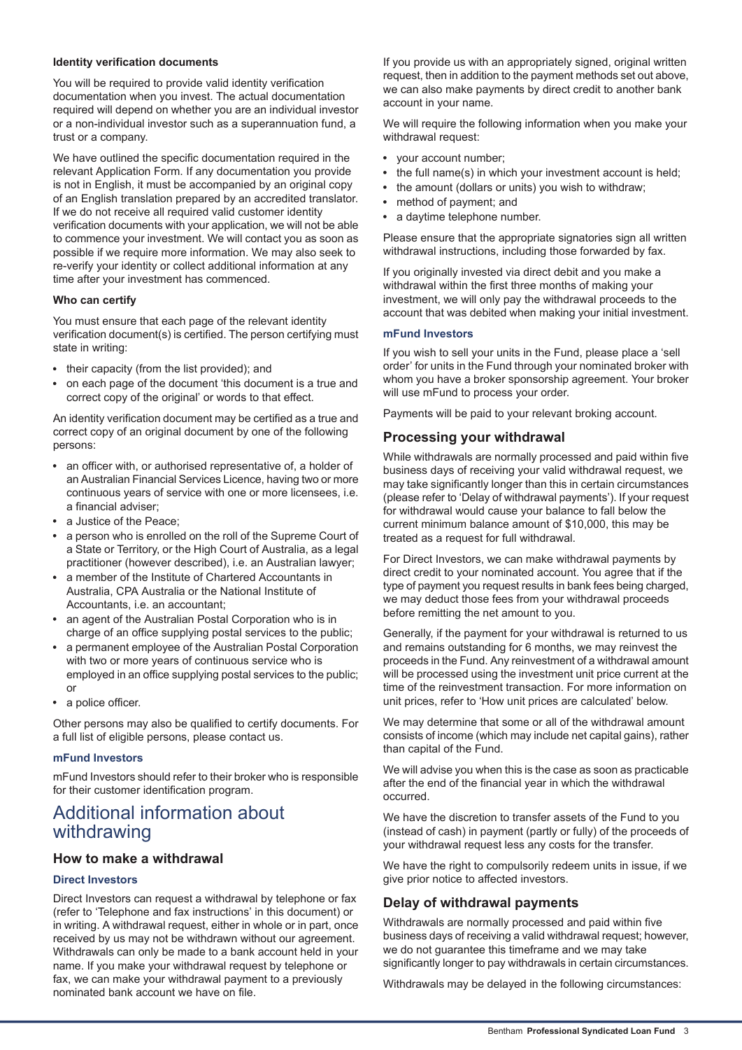**Identity verification documents**

You will be required to provide valid identity verification documentation when you invest. The actual documentation required will depend on whether you are an individual investor or a non-individual investor such as a superannuation fund, a trust or a company.

We have outlined the specific documentation required in the relevant Application Form. If any documentation you provide is not in English, it must be accompanied by an original copy of an English translation prepared by an accredited translator. If we do not receive all required valid customer identity verification documents with your application, we will not be able to commence your investment. We will contact you as soon as possible if we require more information. We may also seek to re-verify your identity or collect additional information at any time after your investment has commenced.

**Who can certify**

You must ensure that each page of the relevant identity verification document(s) is certified. The person certifying must state in writing:

- their capacity (from the list provided); and
- on each page of the document 'this document is a true and correct copy of the original' or words to that effect.

An identity verification document may be certified as a true and correct copy of an original document by one of the following persons:

- an officer with, or authorised representative of, a holder of an Australian Financial Services Licence, having two or more continuous years of service with one or more licensees, i.e. a financial adviser;
- a Justice of the Peace;
- a person who is enrolled on the roll of the Supreme Court of a State or Territory, or the High Court of Australia, as a legal practitioner (however described), i.e. an Australian lawyer;
- a member of the Institute of Chartered Accountants in Australia, CPA Australia or the National Institute of Accountants, i.e. an accountant;
- an agent of the Australian Postal Corporation who is in charge of an office supplying postal services to the public;
- a permanent employee of the Australian Postal Corporation with two or more years of continuous service who is employed in an office supplying postal services to the public; or
- a police officer.

Other persons may also be qualified to certify documents. For a full list of eligible persons, please contact us.

**mFund Investors**

mFund Investors should refer to their broker who is responsible for their customer identification program.

# Additional information about withdrawing

## How to make a withdrawal

**Direct Investors**

Direct Investors can request a withdrawal by telephone or fax (refer to 'Telephone and fax instructions' in this document) or in writing. A withdrawal request, either in whole or in part, once received by us may not be withdrawn without our agreement. Withdrawals can only be made to a bank account held in your name. If you make your withdrawal request by telephone or fax, we can make your withdrawal payment to a previously nominated bank account we have on file.

If you provide us with an appropriately signed, original written request, then in addition to the payment methods set out above, we can also make payments by direct credit to another bank account in your name.

We will require the following information when you make your withdrawal request:

- your account number;
- the full name(s) in which your investment account is held;
- the amount (dollars or units) you wish to withdraw;
- method of payment; and
- a daytime telephone number.

Please ensure that the appropriate signatories sign all written withdrawal instructions, including those forwarded by fax.

If you originally invested via direct debit and you make a withdrawal within the first three months of making your investment, we will only pay the withdrawal proceeds to the account that was debited when making your initial investment.

**mFund Investors**

If you wish to sell your units in the Fund, please place a 'sell order' for units in the Fund through your nominated broker with whom you have a broker sponsorship agreement. Your broker will use mFund to process your order.

Payments will be paid to your relevant broking account.

## Processing your withdrawal

While withdrawals are normally processed and paid within five business days of receiving your valid withdrawal request, we may take significantly longer than this in certain circumstances (please refer to 'Delay of withdrawal payments'). If your request for withdrawal would cause your balance to fall below the current minimum balance amount of $10,000, this may be treated as a request for full withdrawal.

For Direct Investors, we can make withdrawal payments by direct credit to your nominated account. You agree that if the type of payment you request results in bank fees being charged, we may deduct those fees from your withdrawal proceeds before remitting the net amount to you.

Generally, if the payment for your withdrawal is returned to us and remains outstanding for 6 months, we may reinvest the proceeds in the Fund. Any reinvestment of a withdrawal amount will be processed using the investment unit price current at the time of the reinvestment transaction. For more information on unit prices, refer to 'How unit prices are calculated' below.

We may determine that some or all of the withdrawal amount consists of income (which may include net capital gains), rather than capital of the Fund.

We will advise you when this is the case as soon as practicable after the end of the financial year in which the withdrawal occurred.

We have the discretion to transfer assets of the Fund to you (instead of cash) in payment (partly or fully) of the proceeds of your withdrawal request less any costs for the transfer.

We have the right to compulsorily redeem units in issue, if we give prior notice to affected investors.

## Delay of withdrawal payments

Withdrawals are normally processed and paid within five business days of receiving a valid withdrawal request; however, we do not guarantee this timeframe and we may take significantly longer to pay withdrawals in certain circumstances.

Withdrawals may be delayed in the following circumstances: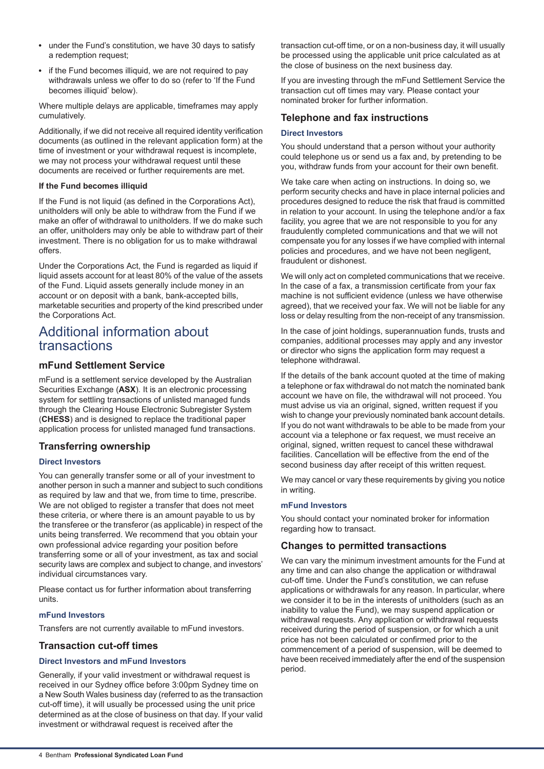- under the Fund's constitution, we have 30 days to satisfy a redemption request;
- if the Fund becomes illiquid, we are not required to pay withdrawals unless we offer to do so (refer to 'If the Fund becomes illiquid' below).

Where multiple delays are applicable, timeframes may apply cumulatively.

Additionally, if we did not receive all required identity verification documents (as outlined in the relevant application form) at the time of investment or your withdrawal request is incomplete, we may not process your withdrawal request until these documents are received or further requirements are met.

#### If the Fund becomes illiquid

If the Fund is not liquid (as defined in the Corporations Act), unitholders will only be able to withdraw from the Fund if we make an offer of withdrawal to unitholders. If we do make such an offer, unitholders may only be able to withdraw part of their investment. There is no obligation for us to make withdrawal offers.

Under the Corporations Act, the Fund is regarded as liquid if liquid assets account for at least 80% of the value of the assets of the Fund. Liquid assets generally include money in an account or on deposit with a bank, bank-accepted bills, marketable securities and property of the kind prescribed under the Corporations Act.

# Additional information about transactions

## mFund Settlement Service

mFund is a settlement service developed by the Australian Securities Exchange (**ASX**). It is an electronic processing system for settling transactions of unlisted managed funds through the Clearing House Electronic Subregister System (**CHESS**) and is designed to replace the traditional paper application process for unlisted managed fund transactions.

## Transferring ownership

### Direct Investors

You can generally transfer some or all of your investment to another person in such a manner and subject to such conditions as required by law and that we, from time to time, prescribe. We are not obliged to register a transfer that does not meet these criteria, or where there is an amount payable to us by the transferee or the transferor (as applicable) in respect of the units being transferred. We recommend that you obtain your own professional advice regarding your position before transferring some or all of your investment, as tax and social security laws are complex and subject to change, and investors' individual circumstances vary.

Please contact us for further information about transferring units.

### mFund Investors

Transfers are not currently available to mFund investors.

## Transaction cut-off times

### Direct Investors and mFund Investors

Generally, if your valid investment or withdrawal request is received in our Sydney office before 3:00pm Sydney time on a New South Wales business day (referred to as the transaction cut-off time), it will usually be processed using the unit price determined as at the close of business on that day. If your valid investment or withdrawal request is received after the transaction cut-off time, or on a non-business day, it will usually be processed using the applicable unit price calculated as at the close of business on the next business day.

If you are investing through the mFund Settlement Service the transaction cut off times may vary. Please contact your nominated broker for further information.

## Telephone and fax instructions

### Direct Investors

You should understand that a person without your authority could telephone us or send us a fax and, by pretending to be you, withdraw funds from your account for their own benefit.

We take care when acting on instructions. In doing so, we perform security checks and have in place internal policies and procedures designed to reduce the risk that fraud is committed in relation to your account. In using the telephone and/or a fax facility, you agree that we are not responsible to you for any fraudulently completed communications and that we will not compensate you for any losses if we have complied with internal policies and procedures, and we have not been negligent, fraudulent or dishonest.

We will only act on completed communications that we receive. In the case of a fax, a transmission certificate from your fax machine is not sufficient evidence (unless we have otherwise agreed), that we received your fax. We will not be liable for any loss or delay resulting from the non-receipt of any transmission.

In the case of joint holdings, superannuation funds, trusts and companies, additional processes may apply and any investor or director who signs the application form may request a telephone withdrawal.

If the details of the bank account quoted at the time of making a telephone or fax withdrawal do not match the nominated bank account we have on file, the withdrawal will not proceed. You must advise us via an original, signed, written request if you wish to change your previously nominated bank account details. If you do not want withdrawals to be able to be made from your account via a telephone or fax request, we must receive an original, signed, written request to cancel these withdrawal facilities. Cancellation will be effective from the end of the second business day after receipt of this written request.

We may cancel or vary these requirements by giving you notice in writing.

### mFund Investors

You should contact your nominated broker for information regarding how to transact.

## Changes to permitted transactions

We can vary the minimum investment amounts for the Fund at any time and can also change the application or withdrawal cut-off time. Under the Fund's constitution, we can refuse applications or withdrawals for any reason. In particular, where we consider it to be in the interests of unitholders (such as an inability to value the Fund), we may suspend application or withdrawal requests. Any application or withdrawal requests received during the period of suspension, or for which a unit price has not been calculated or confirmed prior to the commencement of a period of suspension, will be deemed to have been received immediately after the end of the suspension period.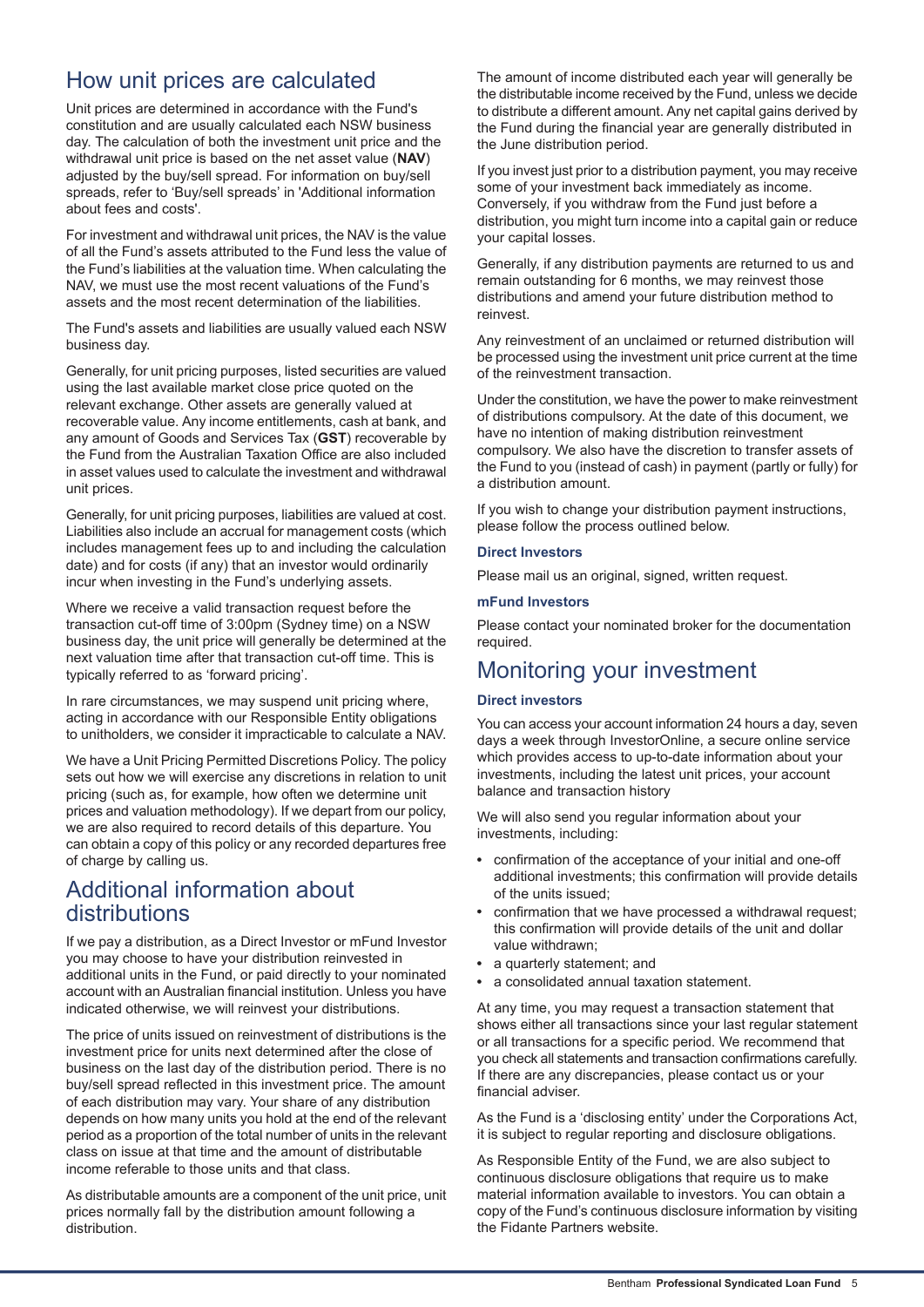## How unit prices are calculated

Unit prices are determined in accordance with the Fund's constitution and are usually calculated each NSW business day. The calculation of both the investment unit price and the withdrawal unit price is based on the net asset value (**NAV**) adjusted by the buy/sell spread. For information on buy/sell spreads, refer to 'Buy/sell spreads' in 'Additional information about fees and costs'.

For investment and withdrawal unit prices, the NAV is the value of all the Fund's assets attributed to the Fund less the value of the Fund's liabilities at the valuation time. When calculating the NAV, we must use the most recent valuations of the Fund's assets and the most recent determination of the liabilities.

The Fund's assets and liabilities are usually valued each NSW business day.

Generally, for unit pricing purposes, listed securities are valued using the last available market close price quoted on the relevant exchange. Other assets are generally valued at recoverable value. Any income entitlements, cash at bank, and any amount of Goods and Services Tax (**GST**) recoverable by the Fund from the Australian Taxation Office are also included in asset values used to calculate the investment and withdrawal unit prices.

Generally, for unit pricing purposes, liabilities are valued at cost. Liabilities also include an accrual for management costs (which includes management fees up to and including the calculation date) and for costs (if any) that an investor would ordinarily incur when investing in the Fund's underlying assets.

Where we receive a valid transaction request before the transaction cut-off time of 3:00pm (Sydney time) on a NSW business day, the unit price will generally be determined at the next valuation time after that transaction cut-off time. This is typically referred to as 'forward pricing'.

In rare circumstances, we may suspend unit pricing where, acting in accordance with our Responsible Entity obligations to unitholders, we consider it impracticable to calculate a NAV.

We have a Unit Pricing Permitted Discretions Policy. The policy sets out how we will exercise any discretions in relation to unit pricing (such as, for example, how often we determine unit prices and valuation methodology). If we depart from our policy, we are also required to record details of this departure. You can obtain a copy of this policy or any recorded departures free of charge by calling us.

## Additional information about distributions

If we pay a distribution, as a Direct Investor or mFund Investor you may choose to have your distribution reinvested in additional units in the Fund, or paid directly to your nominated account with an Australian financial institution. Unless you have indicated otherwise, we will reinvest your distributions.

The price of units issued on reinvestment of distributions is the investment price for units next determined after the close of business on the last day of the distribution period. There is no buy/sell spread reflected in this investment price. The amount of each distribution may vary. Your share of any distribution depends on how many units you hold at the end of the relevant period as a proportion of the total number of units in the relevant class on issue at that time and the amount of distributable income referable to those units and that class.

As distributable amounts are a component of the unit price, unit prices normally fall by the distribution amount following a distribution.

The amount of income distributed each year will generally be the distributable income received by the Fund, unless we decide to distribute a different amount. Any net capital gains derived by the Fund during the financial year are generally distributed in the June distribution period.

If you invest just prior to a distribution payment, you may receive some of your investment back immediately as income. Conversely, if you withdraw from the Fund just before a distribution, you might turn income into a capital gain or reduce your capital losses.

Generally, if any distribution payments are returned to us and remain outstanding for 6 months, we may reinvest those distributions and amend your future distribution method to reinvest.

Any reinvestment of an unclaimed or returned distribution will be processed using the investment unit price current at the time of the reinvestment transaction.

Under the constitution, we have the power to make reinvestment of distributions compulsory. At the date of this document, we have no intention of making distribution reinvestment compulsory. We also have the discretion to transfer assets of the Fund to you (instead of cash) in payment (partly or fully) for a distribution amount.

If you wish to change your distribution payment instructions, please follow the process outlined below.

### Direct Investors

Please mail us an original, signed, written request.

### mFund Investors

Please contact your nominated broker for the documentation required.

## Monitoring your investment

### Direct investors

You can access your account information 24 hours a day, seven days a week through InvestorOnline, a secure online service which provides access to up-to-date information about your investments, including the latest unit prices, your account balance and transaction history

We will also send you regular information about your investments, including:

- confirmation of the acceptance of your initial and one-off additional investments; this confirmation will provide details of the units issued;
- confirmation that we have processed a withdrawal request; this confirmation will provide details of the unit and dollar value withdrawn;
- a quarterly statement; and
- a consolidated annual taxation statement.

At any time, you may request a transaction statement that shows either all transactions since your last regular statement or all transactions for a specific period. We recommend that you check all statements and transaction confirmations carefully. If there are any discrepancies, please contact us or your financial adviser.

As the Fund is a 'disclosing entity' under the Corporations Act, it is subject to regular reporting and disclosure obligations.

As Responsible Entity of the Fund, we are also subject to continuous disclosure obligations that require us to make material information available to investors. You can obtain a copy of the Fund's continuous disclosure information by visiting the Fidante Partners website.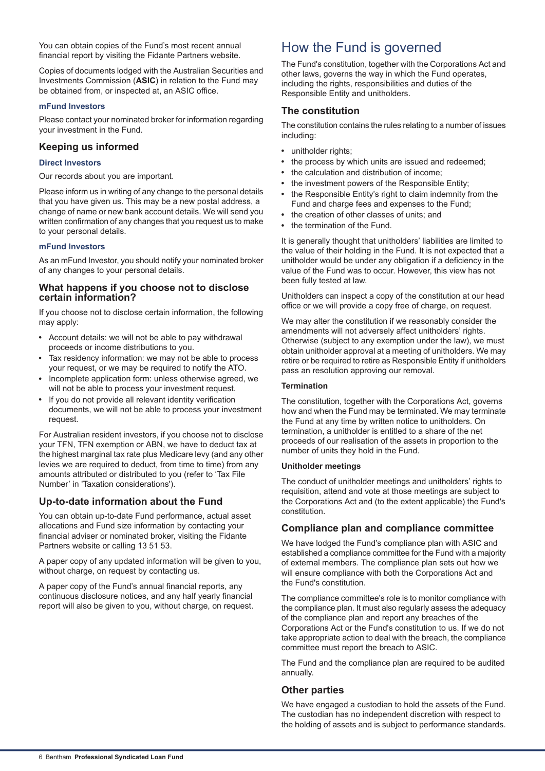You can obtain copies of the Fund's most recent annual financial report by visiting the Fidante Partners website.

Copies of documents lodged with the Australian Securities and Investments Commission (**ASIC**) in relation to the Fund may be obtained from, or inspected at, an ASIC office.

#### mFund Investors

Please contact your nominated broker for information regarding your investment in the Fund.

### Keeping us informed

#### Direct Investors

Our records about you are important.

Please inform us in writing of any change to the personal details that you have given us. This may be a new postal address, a change of name or new bank account details. We will send you written confirmation of any changes that you request us to make to your personal details.

#### mFund Investors

As an mFund Investor, you should notify your nominated broker of any changes to your personal details.

### What happens if you choose not to disclose certain information?

If you choose not to disclose certain information, the following may apply:

- Account details: we will not be able to pay withdrawal proceeds or income distributions to you.
- Tax residency information: we may not be able to process your request, or we may be required to notify the ATO.
- Incomplete application form: unless otherwise agreed, we will not be able to process your investment request.
- If you do not provide all relevant identity verification documents, we will not be able to process your investment request.

For Australian resident investors, if you choose not to disclose your TFN, TFN exemption or ABN, we have to deduct tax at the highest marginal tax rate plus Medicare levy (and any other levies we are required to deduct, from time to time) from any amounts attributed or distributed to you (refer to 'Tax File Number' in 'Taxation considerations').

### Up-to-date information about the Fund

You can obtain up-to-date Fund performance, actual asset allocations and Fund size information by contacting your financial adviser or nominated broker, visiting the Fidante Partners website or calling 13 51 53.

A paper copy of any updated information will be given to you, without charge, on request by contacting us.

A paper copy of the Fund's annual financial reports, any continuous disclosure notices, and any half yearly financial report will also be given to you, without charge, on request.

## How the Fund is governed

The Fund's constitution, together with the Corporations Act and other laws, governs the way in which the Fund operates, including the rights, responsibilities and duties of the Responsible Entity and unitholders.

### The constitution

The constitution contains the rules relating to a number of issues including:

- unitholder rights;
- the process by which units are issued and redeemed;
- the calculation and distribution of income;
- the investment powers of the Responsible Entity;
- the Responsible Entity's right to claim indemnity from the Fund and charge fees and expenses to the Fund;
- the creation of other classes of units; and
- the termination of the Fund.

It is generally thought that unitholders' liabilities are limited to the value of their holding in the Fund. It is not expected that a unitholder would be under any obligation if a deficiency in the value of the Fund was to occur. However, this view has not been fully tested at law.

Unitholders can inspect a copy of the constitution at our head office or we will provide a copy free of charge, on request.

We may alter the constitution if we reasonably consider the amendments will not adversely affect unitholders' rights. Otherwise (subject to any exemption under the law), we must obtain unitholder approval at a meeting of unitholders. We may retire or be required to retire as Responsible Entity if unitholders pass an resolution approving our removal.

#### Termination

The constitution, together with the Corporations Act, governs how and when the Fund may be terminated. We may terminate the Fund at any time by written notice to unitholders. On termination, a unitholder is entitled to a share of the net proceeds of our realisation of the assets in proportion to the number of units they hold in the Fund.

#### Unitholder meetings

The conduct of unitholder meetings and unitholders' rights to requisition, attend and vote at those meetings are subject to the Corporations Act and (to the extent applicable) the Fund's constitution.

### Compliance plan and compliance committee

We have lodged the Fund's compliance plan with ASIC and established a compliance committee for the Fund with a majority of external members. The compliance plan sets out how we will ensure compliance with both the Corporations Act and the Fund's constitution.

The compliance committee's role is to monitor compliance with the compliance plan. It must also regularly assess the adequacy of the compliance plan and report any breaches of the Corporations Act or the Fund's constitution to us. If we do not take appropriate action to deal with the breach, the compliance committee must report the breach to ASIC.

The Fund and the compliance plan are required to be audited annually.

### Other parties

We have engaged a custodian to hold the assets of the Fund. The custodian has no independent discretion with respect to the holding of assets and is subject to performance standards.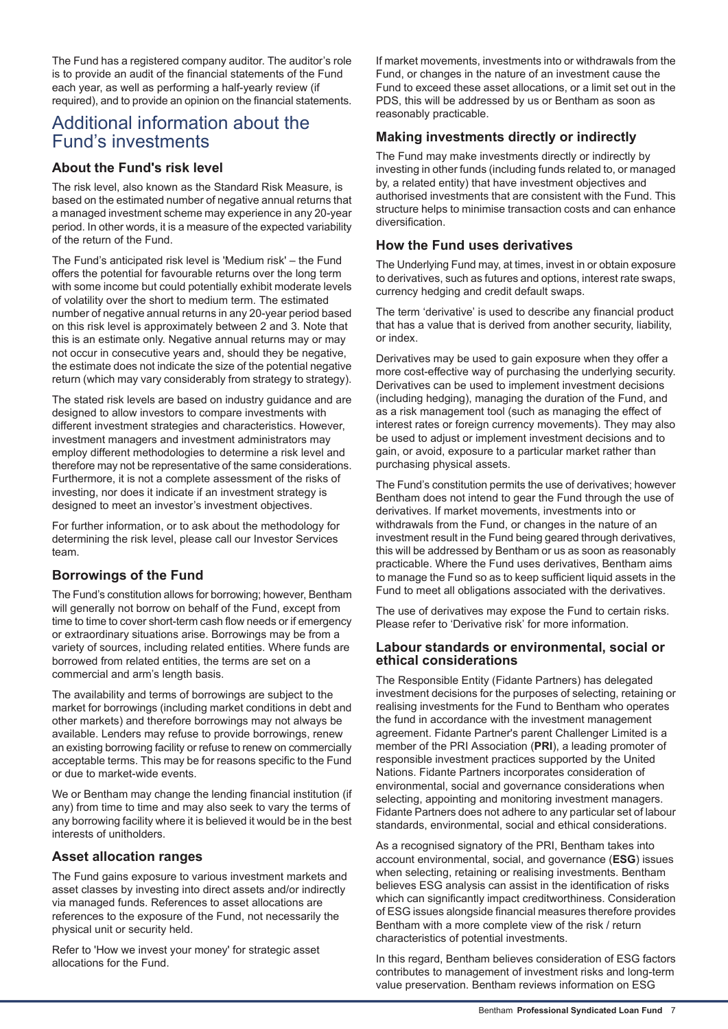The Fund has a registered company auditor. The auditor's role is to provide an audit of the financial statements of the Fund each year, as well as performing a half-yearly review (if required), and to provide an opinion on the financial statements.

## Additional information about the Fund's investments

### About the Fund's risk level

The risk level, also known as the Standard Risk Measure, is based on the estimated number of negative annual returns that a managed investment scheme may experience in any 20-year period. In other words, it is a measure of the expected variability of the return of the Fund.

The Fund's anticipated risk level is 'Medium risk' – the Fund offers the potential for favourable returns over the long term with some income but could potentially exhibit moderate levels of volatility over the short to medium term. The estimated number of negative annual returns in any 20-year period based on this risk level is approximately between 2 and 3. Note that this is an estimate only. Negative annual returns may or may not occur in consecutive years and, should they be negative, the estimate does not indicate the size of the potential negative return (which may vary considerably from strategy to strategy).

The stated risk levels are based on industry guidance and are designed to allow investors to compare investments with different investment strategies and characteristics. However, investment managers and investment administrators may employ different methodologies to determine a risk level and therefore may not be representative of the same considerations. Furthermore, it is not a complete assessment of the risks of investing, nor does it indicate if an investment strategy is designed to meet an investor's investment objectives.

For further information, or to ask about the methodology for determining the risk level, please call our Investor Services team.

### Borrowings of the Fund

The Fund's constitution allows for borrowing; however, Bentham will generally not borrow on behalf of the Fund, except from time to time to cover short-term cash flow needs or if emergency or extraordinary situations arise. Borrowings may be from a variety of sources, including related entities. Where funds are borrowed from related entities, the terms are set on a commercial and arm's length basis.

The availability and terms of borrowings are subject to the market for borrowings (including market conditions in debt and other markets) and therefore borrowings may not always be available. Lenders may refuse to provide borrowings, renew an existing borrowing facility or refuse to renew on commercially acceptable terms. This may be for reasons specific to the Fund or due to market-wide events.

We or Bentham may change the lending financial institution (if any) from time to time and may also seek to vary the terms of any borrowing facility where it is believed it would be in the best interests of unitholders.

### Asset allocation ranges

The Fund gains exposure to various investment markets and asset classes by investing into direct assets and/or indirectly via managed funds. References to asset allocations are references to the exposure of the Fund, not necessarily the physical unit or security held.

Refer to 'How we invest your money' for strategic asset allocations for the Fund.

If market movements, investments into or withdrawals from the Fund, or changes in the nature of an investment cause the Fund to exceed these asset allocations, or a limit set out in the PDS, this will be addressed by us or Bentham as soon as reasonably practicable.

### Making investments directly or indirectly

The Fund may make investments directly or indirectly by investing in other funds (including funds related to, or managed by, a related entity) that have investment objectives and authorised investments that are consistent with the Fund. This structure helps to minimise transaction costs and can enhance diversification.

### How the Fund uses derivatives

The Underlying Fund may, at times, invest in or obtain exposure to derivatives, such as futures and options, interest rate swaps, currency hedging and credit default swaps.

The term 'derivative' is used to describe any financial product that has a value that is derived from another security, liability, or index.

Derivatives may be used to gain exposure when they offer a more cost-effective way of purchasing the underlying security. Derivatives can be used to implement investment decisions (including hedging), managing the duration of the Fund, and as a risk management tool (such as managing the effect of interest rates or foreign currency movements). They may also be used to adjust or implement investment decisions and to gain, or avoid, exposure to a particular market rather than purchasing physical assets.

The Fund's constitution permits the use of derivatives; however Bentham does not intend to gear the Fund through the use of derivatives. If market movements, investments into or withdrawals from the Fund, or changes in the nature of an investment result in the Fund being geared through derivatives, this will be addressed by Bentham or us as soon as reasonably practicable. Where the Fund uses derivatives, Bentham aims to manage the Fund so as to keep sufficient liquid assets in the Fund to meet all obligations associated with the derivatives.

The use of derivatives may expose the Fund to certain risks. Please refer to 'Derivative risk' for more information.

### Labour standards or environmental, social or ethical considerations

The Responsible Entity (Fidante Partners) has delegated investment decisions for the purposes of selecting, retaining or realising investments for the Fund to Bentham who operates the fund in accordance with the investment management agreement. Fidante Partner's parent Challenger Limited is a member of the PRI Association (**PRI**), a leading promoter of responsible investment practices supported by the United Nations. Fidante Partners incorporates consideration of environmental, social and governance considerations when selecting, appointing and monitoring investment managers. Fidante Partners does not adhere to any particular set of labour standards, environmental, social and ethical considerations.

As a recognised signatory of the PRI, Bentham takes into account environmental, social, and governance (**ESG**) issues when selecting, retaining or realising investments. Bentham believes ESG analysis can assist in the identification of risks which can significantly impact creditworthiness. Consideration of ESG issues alongside financial measures therefore provides Bentham with a more complete view of the risk / return characteristics of potential investments.

In this regard, Bentham believes consideration of ESG factors contributes to management of investment risks and long-term value preservation. Bentham reviews information on ESG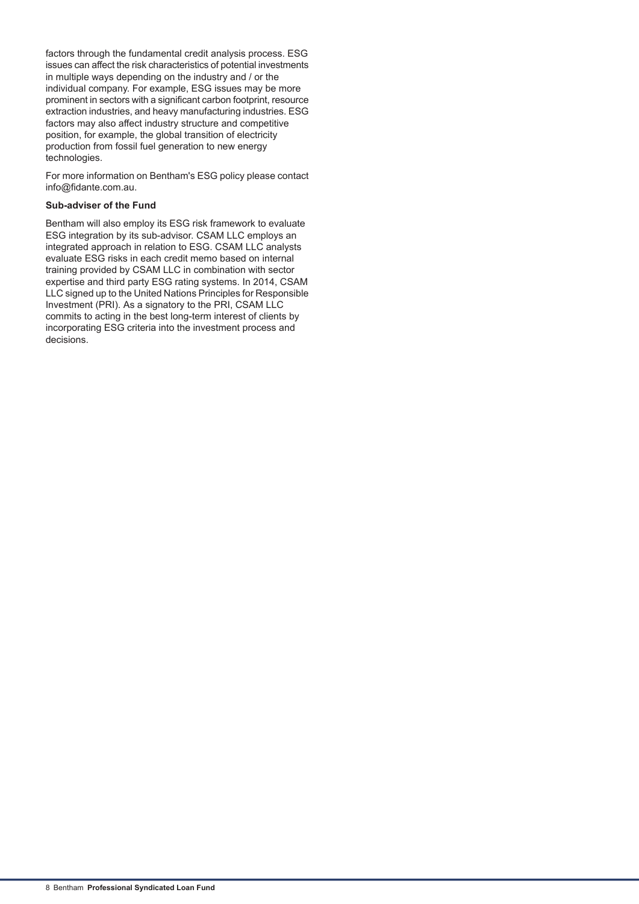factors through the fundamental credit analysis process. ESG issues can affect the risk characteristics of potential investments in multiple ways depending on the industry and / or the individual company. For example, ESG issues may be more prominent in sectors with a significant carbon footprint, resource extraction industries, and heavy manufacturing industries. ESG factors may also affect industry structure and competitive position, for example, the global transition of electricity production from fossil fuel generation to new energy technologies.

For more information on Bentham's ESG policy please contact info@fidante.com.au.

**Sub-adviser of the Fund**

Bentham will also employ its ESG risk framework to evaluate ESG integration by its sub-advisor. CSAM LLC employs an integrated approach in relation to ESG. CSAM LLC analysts evaluate ESG risks in each credit memo based on internal training provided by CSAM LLC in combination with sector expertise and third party ESG rating systems. In 2014, CSAM LLC signed up to the United Nations Principles for Responsible Investment (PRI). As a signatory to the PRI, CSAM LLC commits to acting in the best long-term interest of clients by incorporating ESG criteria into the investment process and decisions.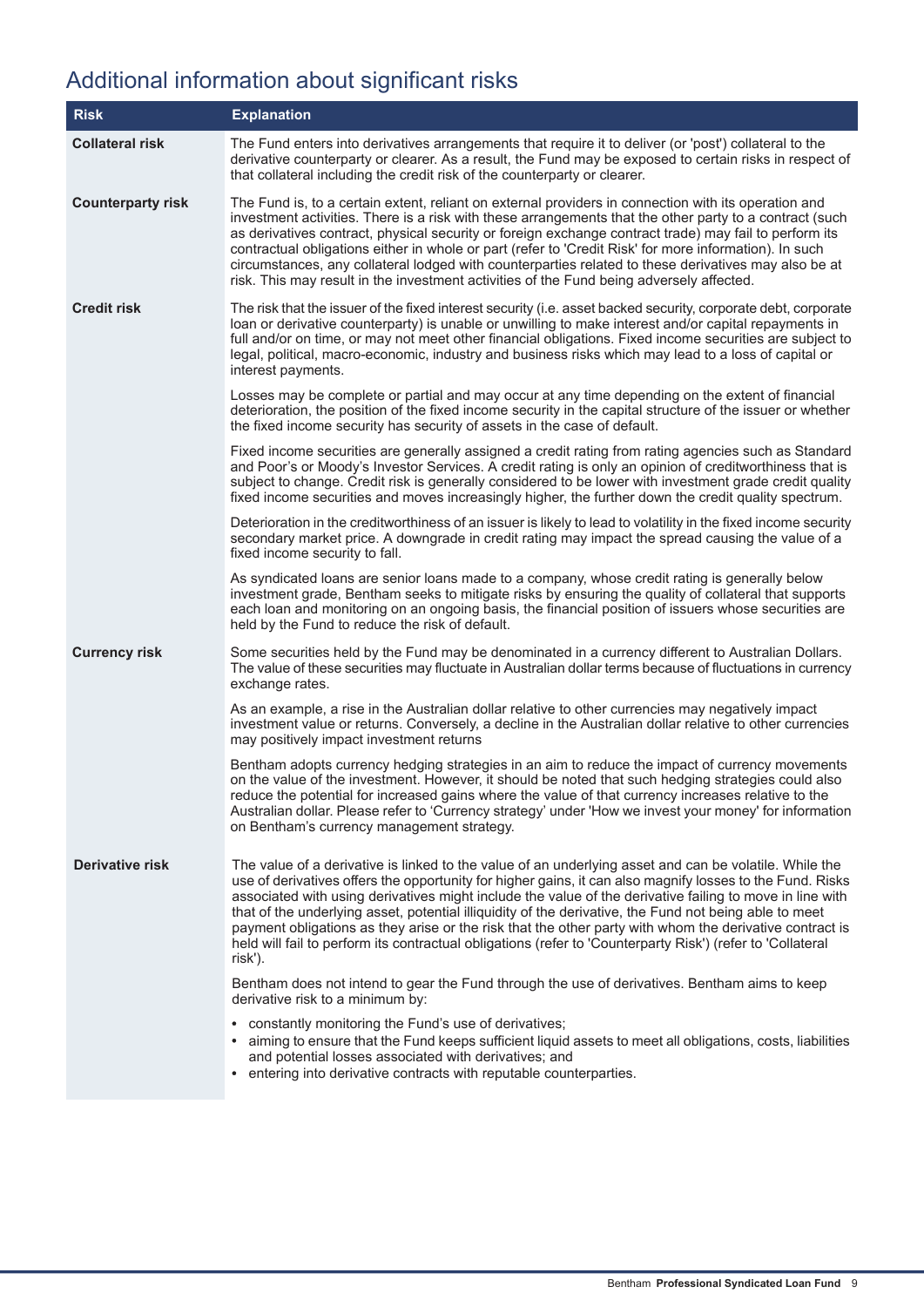## Additional information about significant risks

| Risk | Explanation |
|---|---|
| **Collateral risk** | The Fund enters into derivatives arrangements that require it to deliver (or 'post') collateral to the derivative counterparty or clearer. As a result, the Fund may be exposed to certain risks in respect of that collateral including the credit risk of the counterparty or clearer. |
| **Counterparty risk** | The Fund is, to a certain extent, reliant on external providers in connection with its operation and investment activities. There is a risk with these arrangements that the other party to a contract (such as derivatives contract, physical security or foreign exchange contract trade) may fail to perform its contractual obligations either in whole or part (refer to 'Credit Risk' for more information). In such circumstances, any collateral lodged with counterparties related to these derivatives may also be at risk. This may result in the investment activities of the Fund being adversely affected. |
| **Credit risk** | The risk that the issuer of the fixed interest security (i.e. asset backed security, corporate debt, corporate loan or derivative counterparty) is unable or unwilling to make interest and/or capital repayments in full and/or on time, or may not meet other financial obligations. Fixed income securities are subject to legal, political, macro-economic, industry and business risks which may lead to a loss of capital or interest payments.<br><br>Losses may be complete or partial and may occur at any time depending on the extent of financial deterioration, the position of the fixed income security in the capital structure of the issuer or whether the fixed income security has security of assets in the case of default.<br><br>Fixed income securities are generally assigned a credit rating from rating agencies such as Standard and Poor's or Moody's Investor Services. A credit rating is only an opinion of creditworthiness that is subject to change. Credit risk is generally considered to be lower with investment grade credit quality fixed income securities and moves increasingly higher, the further down the credit quality spectrum.<br><br>Deterioration in the creditworthiness of an issuer is likely to lead to volatility in the fixed income security secondary market price. A downgrade in credit rating may impact the spread causing the value of a fixed income security to fall.<br><br>As syndicated loans are senior loans made to a company, whose credit rating is generally below investment grade, Bentham seeks to mitigate risks by ensuring the quality of collateral that supports each loan and monitoring on an ongoing basis, the financial position of issuers whose securities are held by the Fund to reduce the risk of default. |
| **Currency risk** | Some securities held by the Fund may be denominated in a currency different to Australian Dollars. The value of these securities may fluctuate in Australian dollar terms because of fluctuations in currency exchange rates.<br><br>As an example, a rise in the Australian dollar relative to other currencies may negatively impact investment value or returns. Conversely, a decline in the Australian dollar relative to other currencies may positively impact investment returns<br><br>Bentham adopts currency hedging strategies in an aim to reduce the impact of currency movements on the value of the investment. However, it should be noted that such hedging strategies could also reduce the potential for increased gains where the value of that currency increases relative to the Australian dollar. Please refer to 'Currency strategy' under 'How we invest your money' for information on Bentham's currency management strategy. |
| **Derivative risk** | The value of a derivative is linked to the value of an underlying asset and can be volatile. While the use of derivatives offers the opportunity for higher gains, it can also magnify losses to the Fund. Risks associated with using derivatives might include the value of the derivative failing to move in line with that of the underlying asset, potential illiquidity of the derivative, the Fund not being able to meet payment obligations as they arise or the risk that the other party with whom the derivative contract is held will fail to perform its contractual obligations (refer to 'Counterparty Risk') (refer to 'Collateral risk').<br><br>Bentham does not intend to gear the Fund through the use of derivatives. Bentham aims to keep derivative risk to a minimum by:<br><br>• constantly monitoring the Fund's use of derivatives;<br>• aiming to ensure that the Fund keeps sufficient liquid assets to meet all obligations, costs, liabilities and potential losses associated with derivatives; and<br>• entering into derivative contracts with reputable counterparties. |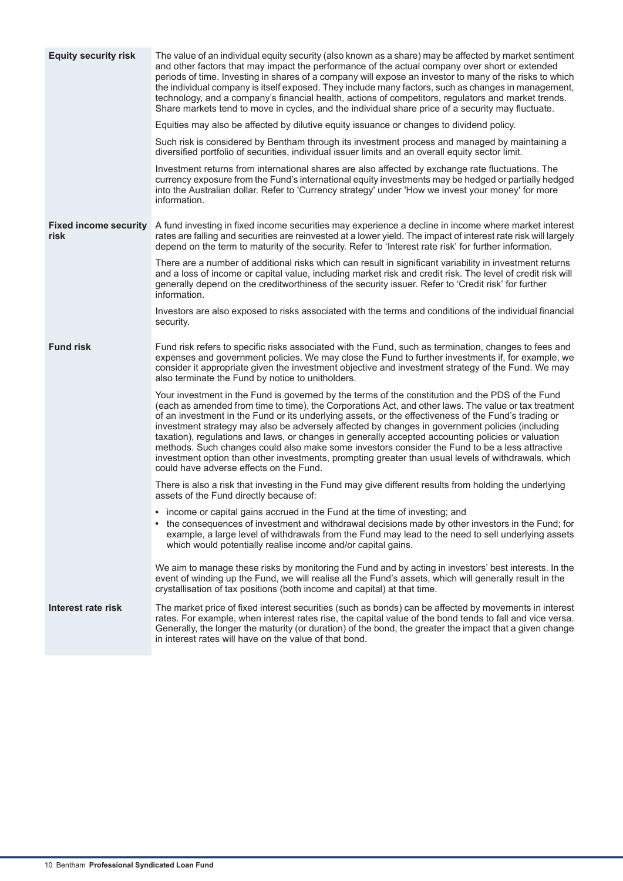| | |
|---|---|
| **Equity security risk** | The value of an individual equity security (also known as a share) may be affected by market sentiment and other factors that may impact the performance of the actual company over short or extended periods of time. Investing in shares of a company will expose an investor to many of the risks to which the individual company is itself exposed. They include many factors, such as changes in management, technology, and a company's financial health, actions of competitors, regulators and market trends. Share markets tend to move in cycles, and the individual share price of a security may fluctuate.<br><br>Equities may also be affected by dilutive equity issuance or changes to dividend policy.<br><br>Such risk is considered by Bentham through its investment process and managed by maintaining a diversified portfolio of securities, individual issuer limits and an overall equity sector limit.<br><br>Investment returns from international shares are also affected by exchange rate fluctuations. The currency exposure from the Fund's international equity investments may be hedged or partially hedged into the Australian dollar. Refer to 'Currency strategy' under 'How we invest your money' for more information. |
| **Fixed income security risk** | A fund investing in fixed income securities may experience a decline in income where market interest rates are falling and securities are reinvested at a lower yield. The impact of interest rate risk will largely depend on the term to maturity of the security. Refer to 'Interest rate risk' for further information.<br><br>There are a number of additional risks which can result in significant variability in investment returns and a loss of income or capital value, including market risk and credit risk. The level of credit risk will generally depend on the creditworthiness of the security issuer. Refer to 'Credit risk' for further information.<br><br>Investors are also exposed to risks associated with the terms and conditions of the individual financial security. |
| **Fund risk** | Fund risk refers to specific risks associated with the Fund, such as termination, changes to fees and expenses and government policies. We may close the Fund to further investments if, for example, we consider it appropriate given the investment objective and investment strategy of the Fund. We may also terminate the Fund by notice to unitholders.<br><br>Your investment in the Fund is governed by the terms of the constitution and the PDS of the Fund (each as amended from time to time), the Corporations Act, and other laws. The value or tax treatment of an investment in the Fund or its underlying assets, or the effectiveness of the Fund's trading or investment strategy may also be adversely affected by changes in government policies (including taxation), regulations and laws, or changes in generally accepted accounting policies or valuation methods. Such changes could also make some investors consider the Fund to be a less attractive investment option than other investments, prompting greater than usual levels of withdrawals, which could have adverse effects on the Fund.<br><br>There is also a risk that investing in the Fund may give different results from holding the underlying assets of the Fund directly because of:<br><br>• income or capital gains accrued in the Fund at the time of investing; and<br>• the consequences of investment and withdrawal decisions made by other investors in the Fund; for example, a large level of withdrawals from the Fund may lead to the need to sell underlying assets which would potentially realise income and/or capital gains.<br><br>We aim to manage these risks by monitoring the Fund and by acting in investors' best interests. In the event of winding up the Fund, we will realise all the Fund's assets, which will generally result in the crystallisation of tax positions (both income and capital) at that time. |
| **Interest rate risk** | The market price of fixed interest securities (such as bonds) can be affected by movements in interest rates. For example, when interest rates rise, the capital value of the bond tends to fall and vice versa. Generally, the longer the maturity (or duration) of the bond, the greater the impact that a given change in interest rates will have on the value of that bond. |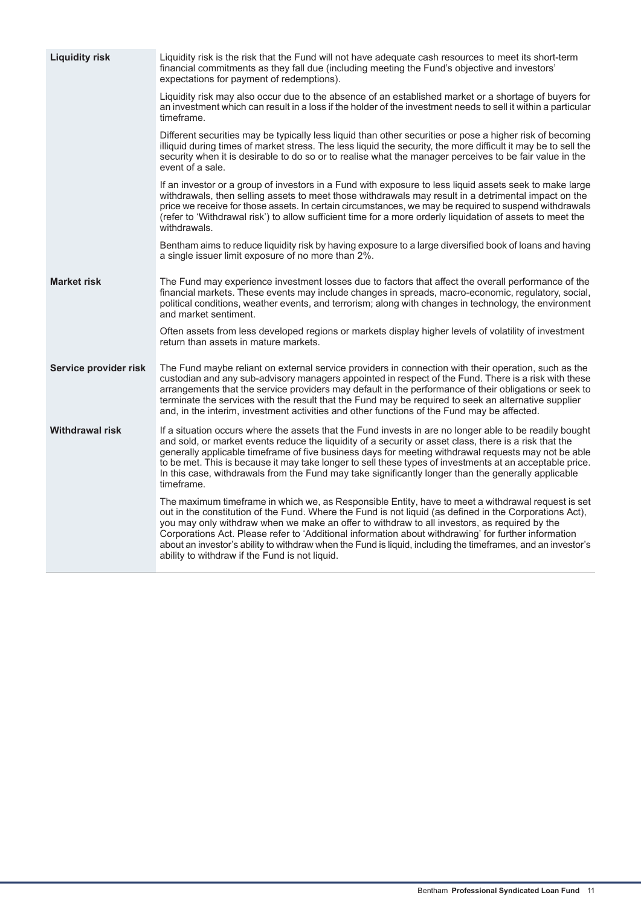| | |
|---|---|
| **Liquidity risk** | Liquidity risk is the risk that the Fund will not have adequate cash resources to meet its short-term financial commitments as they fall due (including meeting the Fund's objective and investors' expectations for payment of redemptions).<br><br>Liquidity risk may also occur due to the absence of an established market or a shortage of buyers for an investment which can result in a loss if the holder of the investment needs to sell it within a particular timeframe.<br><br>Different securities may be typically less liquid than other securities or pose a higher risk of becoming illiquid during times of market stress. The less liquid the security, the more difficult it may be to sell the security when it is desirable to do so or to realise what the manager perceives to be fair value in the event of a sale.<br><br>If an investor or a group of investors in a Fund with exposure to less liquid assets seek to make large withdrawals, then selling assets to meet those withdrawals may result in a detrimental impact on the price we receive for those assets. In certain circumstances, we may be required to suspend withdrawals (refer to 'Withdrawal risk') to allow sufficient time for a more orderly liquidation of assets to meet the withdrawals.<br><br>Bentham aims to reduce liquidity risk by having exposure to a large diversified book of loans and having a single issuer limit exposure of no more than 2%. |
| **Market risk** | The Fund may experience investment losses due to factors that affect the overall performance of the financial markets. These events may include changes in spreads, macro-economic, regulatory, social, political conditions, weather events, and terrorism; along with changes in technology, the environment and market sentiment.<br><br>Often assets from less developed regions or markets display higher levels of volatility of investment return than assets in mature markets. |
| **Service provider risk** | The Fund maybe reliant on external service providers in connection with their operation, such as the custodian and any sub-advisory managers appointed in respect of the Fund. There is a risk with these arrangements that the service providers may default in the performance of their obligations or seek to terminate the services with the result that the Fund may be required to seek an alternative supplier and, in the interim, investment activities and other functions of the Fund may be affected. |
| **Withdrawal risk** | If a situation occurs where the assets that the Fund invests in are no longer able to be readily bought and sold, or market events reduce the liquidity of a security or asset class, there is a risk that the generally applicable timeframe of five business days for meeting withdrawal requests may not be able to be met. This is because it may take longer to sell these types of investments at an acceptable price. In this case, withdrawals from the Fund may take significantly longer than the generally applicable timeframe.<br><br>The maximum timeframe in which we, as Responsible Entity, have to meet a withdrawal request is set out in the constitution of the Fund. Where the Fund is not liquid (as defined in the Corporations Act), you may only withdraw when we make an offer to withdraw to all investors, as required by the Corporations Act. Please refer to 'Additional information about withdrawing' for further information about an investor's ability to withdraw when the Fund is liquid, including the timeframes, and an investor's ability to withdraw if the Fund is not liquid. |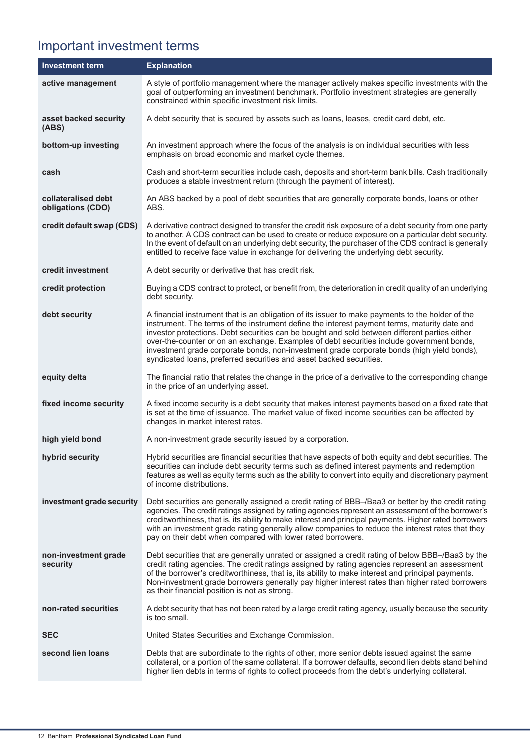## Important investment terms

| Investment term | Explanation |
|---|---|
| **active management** | A style of portfolio management where the manager actively makes specific investments with the goal of outperforming an investment benchmark. Portfolio investment strategies are generally constrained within specific investment risk limits. |
| **asset backed security (ABS)** | A debt security that is secured by assets such as loans, leases, credit card debt, etc. |
| **bottom-up investing** | An investment approach where the focus of the analysis is on individual securities with less emphasis on broad economic and market cycle themes. |
| **cash** | Cash and short-term securities include cash, deposits and short-term bank bills. Cash traditionally produces a stable investment return (through the payment of interest). |
| **collateralised debt obligations (CDO)** | An ABS backed by a pool of debt securities that are generally corporate bonds, loans or other ABS. |
| **credit default swap (CDS)** | A derivative contract designed to transfer the credit risk exposure of a debt security from one party to another. A CDS contract can be used to create or reduce exposure on a particular debt security. In the event of default on an underlying debt security, the purchaser of the CDS contract is generally entitled to receive face value in exchange for delivering the underlying debt security. |
| **credit investment** | A debt security or derivative that has credit risk. |
| **credit protection** | Buying a CDS contract to protect, or benefit from, the deterioration in credit quality of an underlying debt security. |
| **debt security** | A financial instrument that is an obligation of its issuer to make payments to the holder of the instrument. The terms of the instrument define the interest payment terms, maturity date and investor protections. Debt securities can be bought and sold between different parties either over-the-counter or on an exchange. Examples of debt securities include government bonds, investment grade corporate bonds, non-investment grade corporate bonds (high yield bonds), syndicated loans, preferred securities and asset backed securities. |
| **equity delta** | The financial ratio that relates the change in the price of a derivative to the corresponding change in the price of an underlying asset. |
| **fixed income security** | A fixed income security is a debt security that makes interest payments based on a fixed rate that is set at the time of issuance. The market value of fixed income securities can be affected by changes in market interest rates. |
| **high yield bond** | A non-investment grade security issued by a corporation. |
| **hybrid security** | Hybrid securities are financial securities that have aspects of both equity and debt securities. The securities can include debt security terms such as defined interest payments and redemption features as well as equity terms such as the ability to convert into equity and discretionary payment of income distributions. |
| **investment grade security** | Debt securities are generally assigned a credit rating of BBB–/Baa3 or better by the credit rating agencies. The credit ratings assigned by rating agencies represent an assessment of the borrower's creditworthiness, that is, its ability to make interest and principal payments. Higher rated borrowers with an investment grade rating generally allow companies to reduce the interest rates that they pay on their debt when compared with lower rated borrowers. |
| **non-investment grade security** | Debt securities that are generally unrated or assigned a credit rating of below BBB–/Baa3 by the credit rating agencies. The credit ratings assigned by rating agencies represent an assessment of the borrower's creditworthiness, that is, its ability to make interest and principal payments. Non-investment grade borrowers generally pay higher interest rates than higher rated borrowers as their financial position is not as strong. |
| **non-rated securities** | A debt security that has not been rated by a large credit rating agency, usually because the security is too small. |
| **SEC** | United States Securities and Exchange Commission. |
| **second lien loans** | Debts that are subordinate to the rights of other, more senior debts issued against the same collateral, or a portion of the same collateral. If a borrower defaults, second lien debts stand behind higher lien debts in terms of rights to collect proceeds from the debt's underlying collateral. |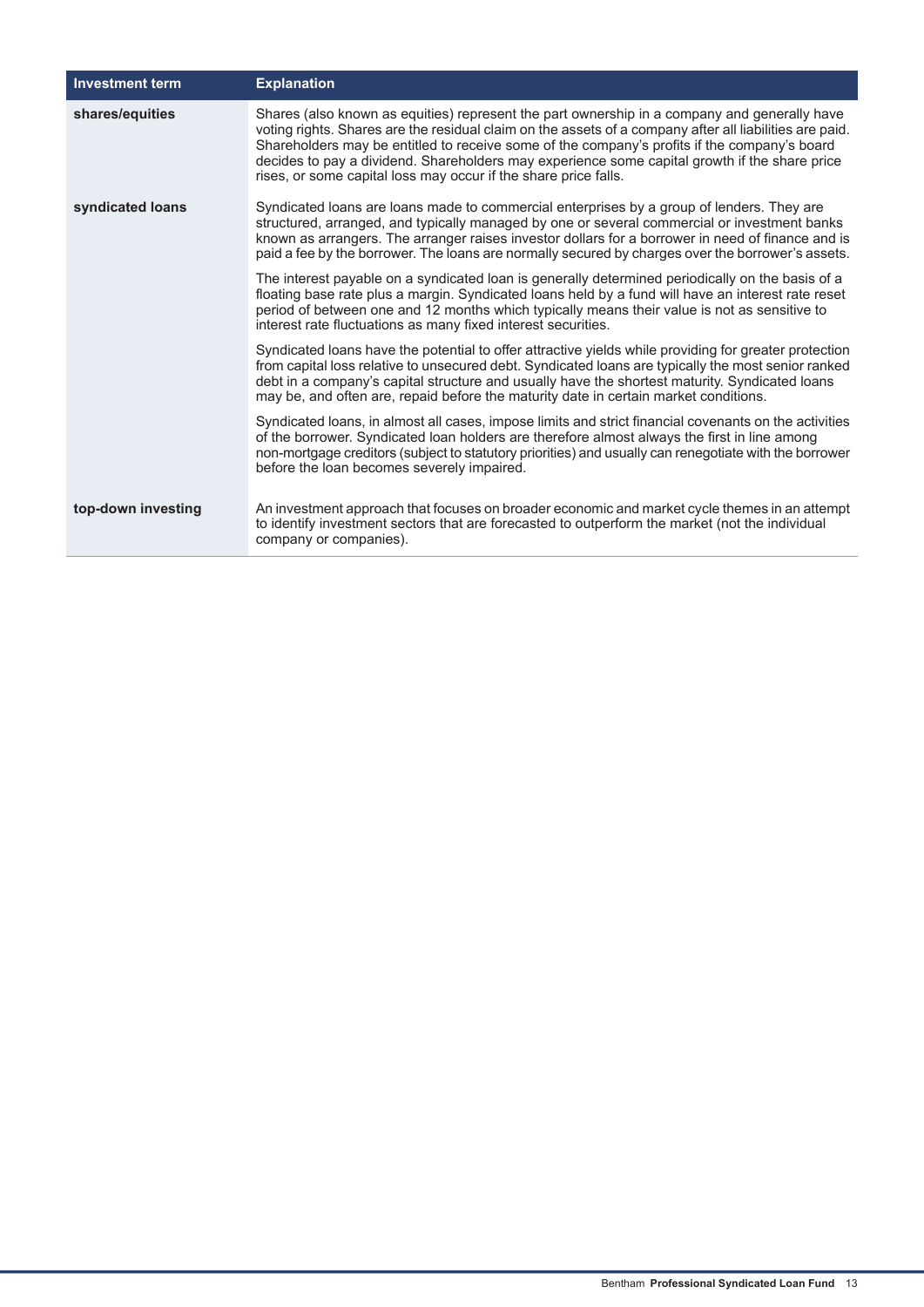| Investment term | Explanation |
| --- | --- |
| **shares/equities** | Shares (also known as equities) represent the part ownership in a company and generally have voting rights. Shares are the residual claim on the assets of a company after all liabilities are paid. Shareholders may be entitled to receive some of the company's profits if the company's board decides to pay a dividend. Shareholders may experience some capital growth if the share price rises, or some capital loss may occur if the share price falls. |
| **syndicated loans** | Syndicated loans are loans made to commercial enterprises by a group of lenders. They are structured, arranged, and typically managed by one or several commercial or investment banks known as arrangers. The arranger raises investor dollars for a borrower in need of finance and is paid a fee by the borrower. The loans are normally secured by charges over the borrower's assets.<br><br>The interest payable on a syndicated loan is generally determined periodically on the basis of a floating base rate plus a margin. Syndicated loans held by a fund will have an interest rate reset period of between one and 12 months which typically means their value is not as sensitive to interest rate fluctuations as many fixed interest securities.<br><br>Syndicated loans have the potential to offer attractive yields while providing for greater protection from capital loss relative to unsecured debt. Syndicated loans are typically the most senior ranked debt in a company's capital structure and usually have the shortest maturity. Syndicated loans may be, and often are, repaid before the maturity date in certain market conditions.<br><br>Syndicated loans, in almost all cases, impose limits and strict financial covenants on the activities of the borrower. Syndicated loan holders are therefore almost always the first in line among non-mortgage creditors (subject to statutory priorities) and usually can renegotiate with the borrower before the loan becomes severely impaired. |
| **top-down investing** | An investment approach that focuses on broader economic and market cycle themes in an attempt to identify investment sectors that are forecasted to outperform the market (not the individual company or companies). |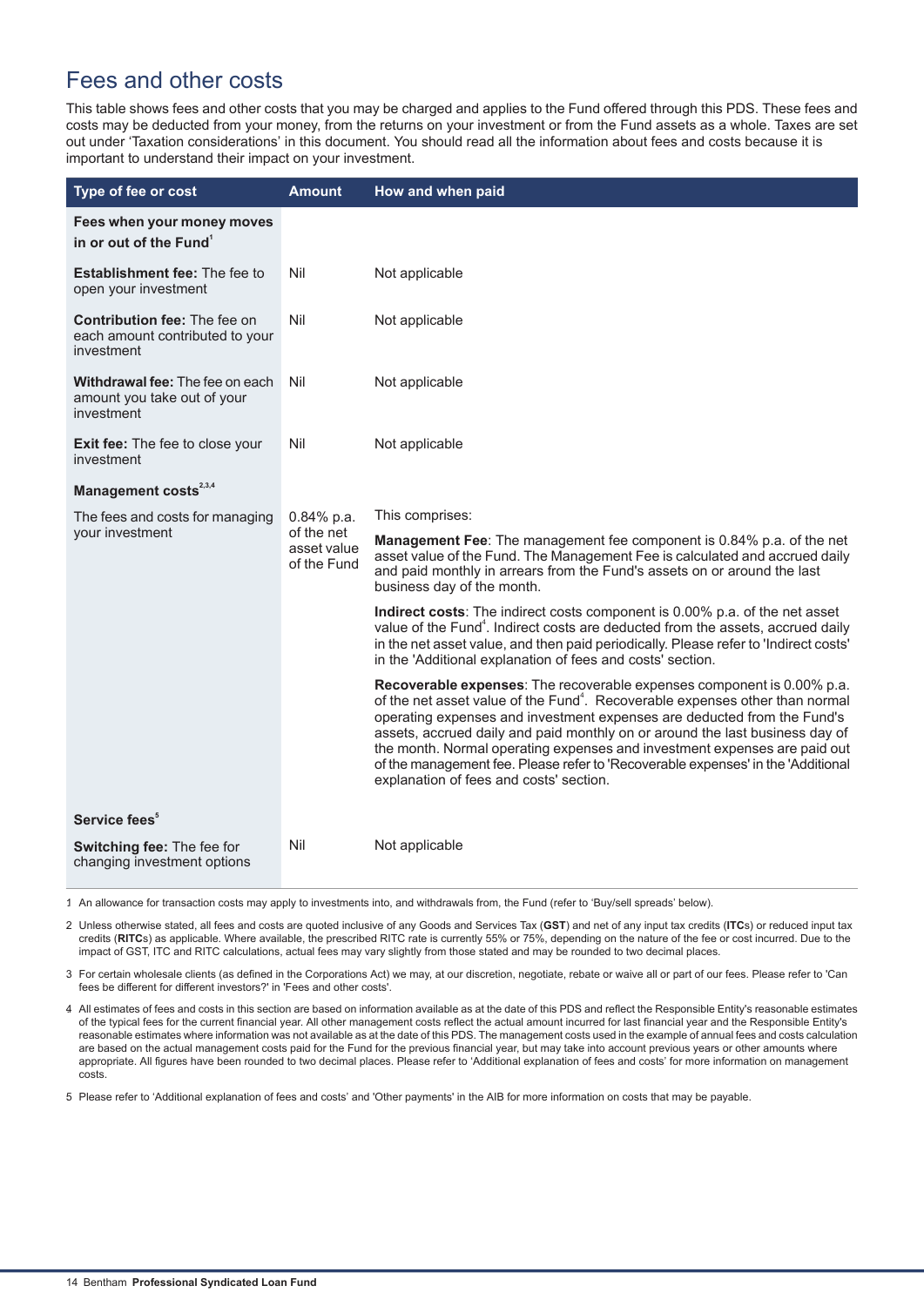## Fees and other costs

This table shows fees and other costs that you may be charged and applies to the Fund offered through this PDS. These fees and costs may be deducted from your money, from the returns on your investment or from the Fund assets as a whole. Taxes are set out under 'Taxation considerations' in this document. You should read all the information about fees and costs because it is important to understand their impact on your investment.

| Type of fee or cost | Amount | How and when paid |
|---|---|---|
| **Fees when your money moves in or out of the Fund**[1] | | |
| **Establishment fee:** The fee to open your investment | Nil | Not applicable |
| **Contribution fee:** The fee on each amount contributed to your investment | Nil | Not applicable |
| **Withdrawal fee:** The fee on each amount you take out of your investment | Nil | Not applicable |
| **Exit fee:** The fee to close your investment | Nil | Not applicable |
| **Management costs**[2,3,4] | | |
| The fees and costs for managing your investment | 0.84% p.a. of the net asset value of the Fund | This comprises:<br><br>**Management Fee**: The management fee component is 0.84% p.a. of the net asset value of the Fund. The Management Fee is calculated and accrued daily and paid monthly in arrears from the Fund's assets on or around the last business day of the month.<br><br>**Indirect costs**: The indirect costs component is 0.00% p.a. of the net asset value of the Fund[4]. Indirect costs are deducted from the assets, accrued daily in the net asset value, and then paid periodically. Please refer to 'Indirect costs' in the 'Additional explanation of fees and costs' section.<br><br>**Recoverable expenses**: The recoverable expenses component is 0.00% p.a. of the net asset value of the Fund[4]. Recoverable expenses other than normal operating expenses and investment expenses are deducted from the Fund's assets, accrued daily and paid monthly on or around the last business day of the month. Normal operating expenses and investment expenses are paid out of the management fee. Please refer to 'Recoverable expenses' in the 'Additional explanation of fees and costs' section. |
| **Service fees**[5] | | |
| **Switching fee:** The fee for changing investment options | Nil | Not applicable |

1 An allowance for transaction costs may apply to investments into, and withdrawals from, the Fund (refer to 'Buy/sell spreads' below).

2 Unless otherwise stated, all fees and costs are quoted inclusive of any Goods and Services Tax (**GST**) and net of any input tax credits (**ITCs**) or reduced input tax credits (**RITCs**) as applicable. Where available, the prescribed RITC rate is currently 55% or 75%, depending on the nature of the fee or cost incurred. Due to the impact of GST, ITC and RITC calculations, actual fees may vary slightly from those stated and may be rounded to two decimal places.

3 For certain wholesale clients (as defined in the Corporations Act) we may, at our discretion, negotiate, rebate or waive all or part of our fees. Please refer to 'Can fees be different for different investors?' in 'Fees and other costs'.

4 All estimates of fees and costs in this section are based on information available as at the date of this PDS and reflect the Responsible Entity's reasonable estimates of the typical fees for the current financial year. All other management costs reflect the actual amount incurred for last financial year and the Responsible Entity's reasonable estimates where information was not available as at the date of this PDS. The management costs used in the example of annual fees and costs calculation are based on the actual management costs paid for the Fund for the previous financial year, but may take into account previous years or other amounts where appropriate. All figures have been rounded to two decimal places. Please refer to 'Additional explanation of fees and costs' for more information on management costs.

5 Please refer to 'Additional explanation of fees and costs' and 'Other payments' in the AIB for more information on costs that may be payable.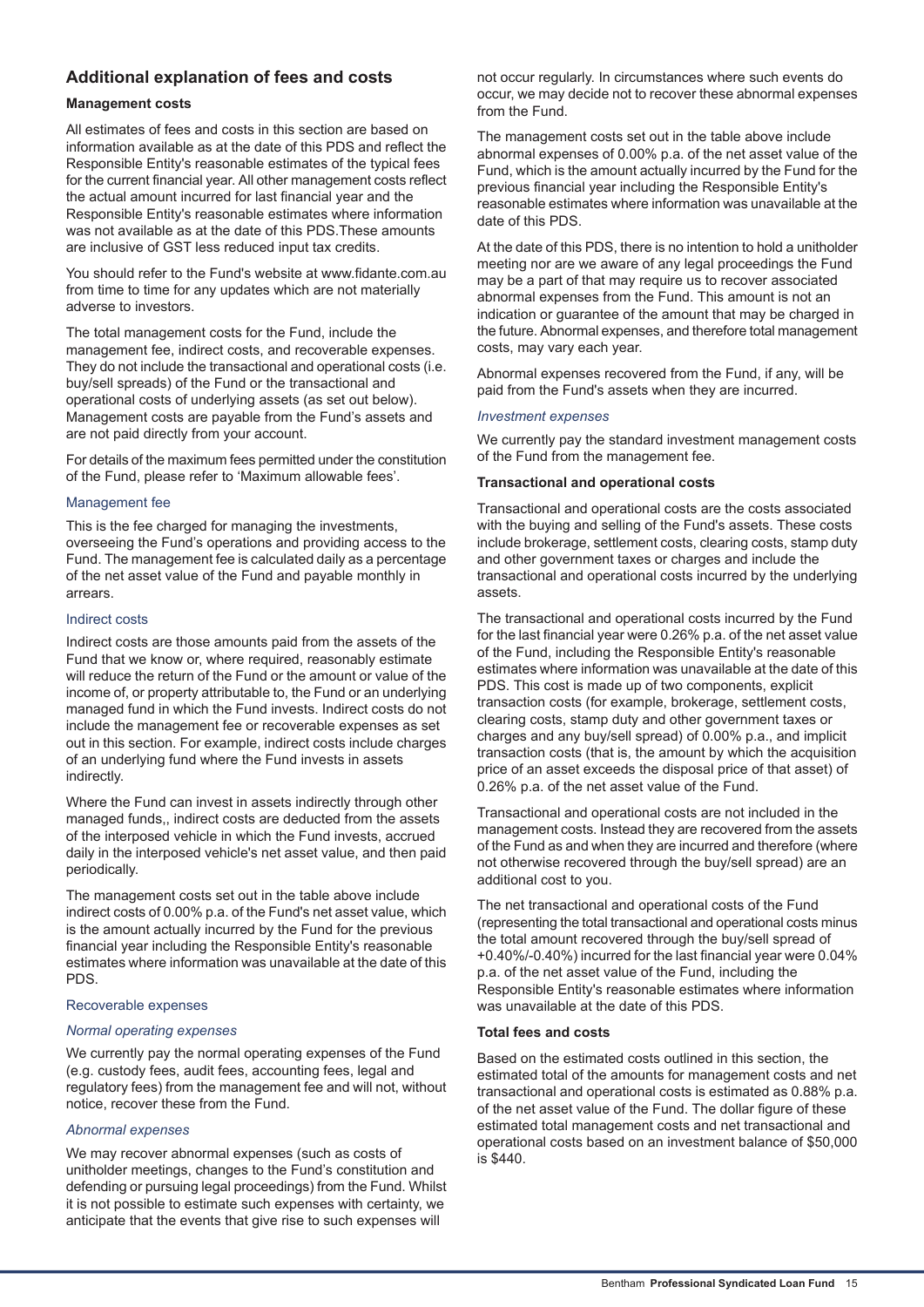## Additional explanation of fees and costs

**Management costs**

All estimates of fees and costs in this section are based on information available as at the date of this PDS and reflect the Responsible Entity's reasonable estimates of the typical fees for the current financial year. All other management costs reflect the actual amount incurred for last financial year and the Responsible Entity's reasonable estimates where information was not available as at the date of this PDS.These amounts are inclusive of GST less reduced input tax credits.

You should refer to the Fund's website at www.fidante.com.au from time to time for any updates which are not materially adverse to investors.

The total management costs for the Fund, include the management fee, indirect costs, and recoverable expenses. They do not include the transactional and operational costs (i.e. buy/sell spreads) of the Fund or the transactional and operational costs of underlying assets (as set out below). Management costs are payable from the Fund's assets and are not paid directly from your account.

For details of the maximum fees permitted under the constitution of the Fund, please refer to 'Maximum allowable fees'.

### Management fee

This is the fee charged for managing the investments, overseeing the Fund's operations and providing access to the Fund. The management fee is calculated daily as a percentage of the net asset value of the Fund and payable monthly in arrears.

### Indirect costs

Indirect costs are those amounts paid from the assets of the Fund that we know or, where required, reasonably estimate will reduce the return of the Fund or the amount or value of the income of, or property attributable to, the Fund or an underlying managed fund in which the Fund invests. Indirect costs do not include the management fee or recoverable expenses as set out in this section. For example, indirect costs include charges of an underlying fund where the Fund invests in assets indirectly.

Where the Fund can invest in assets indirectly through other managed funds,, indirect costs are deducted from the assets of the interposed vehicle in which the Fund invests, accrued daily in the interposed vehicle's net asset value, and then paid periodically.

The management costs set out in the table above include indirect costs of 0.00% p.a. of the Fund's net asset value, which is the amount actually incurred by the Fund for the previous financial year including the Responsible Entity's reasonable estimates where information was unavailable at the date of this PDS.

### Recoverable expenses

*Normal operating expenses*

We currently pay the normal operating expenses of the Fund (e.g. custody fees, audit fees, accounting fees, legal and regulatory fees) from the management fee and will not, without notice, recover these from the Fund.

*Abnormal expenses*

We may recover abnormal expenses (such as costs of unitholder meetings, changes to the Fund's constitution and defending or pursuing legal proceedings) from the Fund. Whilst it is not possible to estimate such expenses with certainty, we anticipate that the events that give rise to such expenses will not occur regularly. In circumstances where such events do occur, we may decide not to recover these abnormal expenses from the Fund.

The management costs set out in the table above include abnormal expenses of 0.00% p.a. of the net asset value of the Fund, which is the amount actually incurred by the Fund for the previous financial year including the Responsible Entity's reasonable estimates where information was unavailable at the date of this PDS.

At the date of this PDS, there is no intention to hold a unitholder meeting nor are we aware of any legal proceedings the Fund may be a part of that may require us to recover associated abnormal expenses from the Fund. This amount is not an indication or guarantee of the amount that may be charged in the future. Abnormal expenses, and therefore total management costs, may vary each year.

Abnormal expenses recovered from the Fund, if any, will be paid from the Fund's assets when they are incurred.

*Investment expenses*

We currently pay the standard investment management costs of the Fund from the management fee.

**Transactional and operational costs**

Transactional and operational costs are the costs associated with the buying and selling of the Fund's assets. These costs include brokerage, settlement costs, clearing costs, stamp duty and other government taxes or charges and include the transactional and operational costs incurred by the underlying assets.

The transactional and operational costs incurred by the Fund for the last financial year were 0.26% p.a. of the net asset value of the Fund, including the Responsible Entity's reasonable estimates where information was unavailable at the date of this PDS. This cost is made up of two components, explicit transaction costs (for example, brokerage, settlement costs, clearing costs, stamp duty and other government taxes or charges and any buy/sell spread) of 0.00% p.a., and implicit transaction costs (that is, the amount by which the acquisition price of an asset exceeds the disposal price of that asset) of 0.26% p.a. of the net asset value of the Fund.

Transactional and operational costs are not included in the management costs. Instead they are recovered from the assets of the Fund as and when they are incurred and therefore (where not otherwise recovered through the buy/sell spread) are an additional cost to you.

The net transactional and operational costs of the Fund (representing the total transactional and operational costs minus the total amount recovered through the buy/sell spread of +0.40%/-0.40%) incurred for the last financial year were 0.04% p.a. of the net asset value of the Fund, including the Responsible Entity's reasonable estimates where information was unavailable at the date of this PDS.

**Total fees and costs**

Based on the estimated costs outlined in this section, the estimated total of the amounts for management costs and net transactional and operational costs is estimated as 0.88% p.a. of the net asset value of the Fund. The dollar figure of these estimated total management costs and net transactional and operational costs based on an investment balance of $50,000 is $440.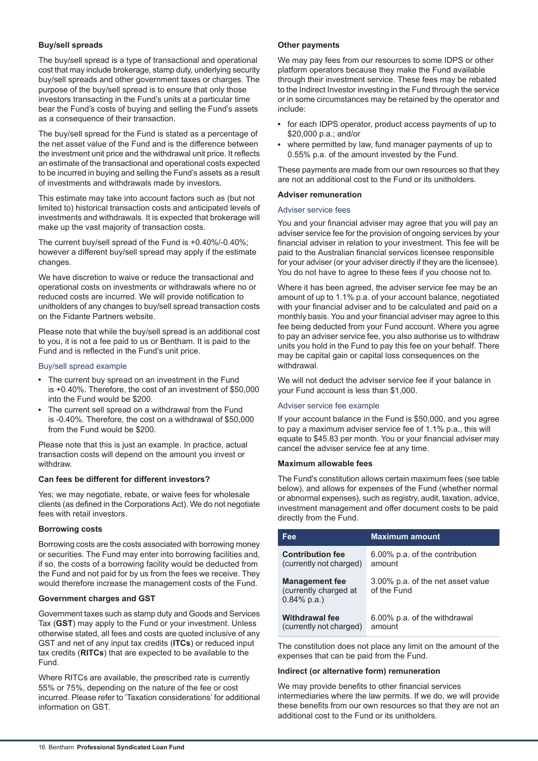### Buy/sell spreads

The buy/sell spread is a type of transactional and operational cost that may include brokerage, stamp duty, underlying security buy/sell spreads and other government taxes or charges. The purpose of the buy/sell spread is to ensure that only those investors transacting in the Fund's units at a particular time bear the Fund's costs of buying and selling the Fund's assets as a consequence of their transaction.

The buy/sell spread for the Fund is stated as a percentage of the net asset value of the Fund and is the difference between the investment unit price and the withdrawal unit price. It reflects an estimate of the transactional and operational costs expected to be incurred in buying and selling the Fund's assets as a result of investments and withdrawals made by investors.

This estimate may take into account factors such as (but not limited to) historical transaction costs and anticipated levels of investments and withdrawals. It is expected that brokerage will make up the vast majority of transaction costs.

The current buy/sell spread of the Fund is +0.40%/-0.40%; however a different buy/sell spread may apply if the estimate changes.

We have discretion to waive or reduce the transactional and operational costs on investments or withdrawals where no or reduced costs are incurred. We will provide notification to unitholders of any changes to buy/sell spread transaction costs on the Fidante Partners website.

Please note that while the buy/sell spread is an additional cost to you, it is not a fee paid to us or Bentham. It is paid to the Fund and is reflected in the Fund's unit price.

#### Buy/sell spread example

- The current buy spread on an investment in the Fund is +0.40%. Therefore, the cost of an investment of $50,000 into the Fund would be $200.
- The current sell spread on a withdrawal from the Fund is -0.40%. Therefore, the cost on a withdrawal of $50,000 from the Fund would be $200.

Please note that this is just an example. In practice, actual transaction costs will depend on the amount you invest or withdraw.

### Can fees be different for different investors?

Yes; we may negotiate, rebate, or waive fees for wholesale clients (as defined in the Corporations Act). We do not negotiate fees with retail investors.

### Borrowing costs

Borrowing costs are the costs associated with borrowing money or securities. The Fund may enter into borrowing facilities and, if so, the costs of a borrowing facility would be deducted from the Fund and not paid for by us from the fees we receive. They would therefore increase the management costs of the Fund.

### Government charges and GST

Government taxes such as stamp duty and Goods and Services Tax (**GST**) may apply to the Fund or your investment. Unless otherwise stated, all fees and costs are quoted inclusive of any GST and net of any input tax credits (**ITCs**) or reduced input tax credits (**RITCs**) that are expected to be available to the Fund.

Where RITCs are available, the prescribed rate is currently 55% or 75%, depending on the nature of the fee or cost incurred. Please refer to 'Taxation considerations' for additional information on GST.

### Other payments

We may pay fees from our resources to some IDPS or other platform operators because they make the Fund available through their investment service. These fees may be rebated to the Indirect Investor investing in the Fund through the service or in some circumstances may be retained by the operator and include:

- for each IDPS operator, product access payments of up to $20,000 p.a.; and/or
- where permitted by law, fund manager payments of up to 0.55% p.a. of the amount invested by the Fund.

These payments are made from our own resources so that they are not an additional cost to the Fund or its unitholders.

### Adviser remuneration

#### Adviser service fees

You and your financial adviser may agree that you will pay an adviser service fee for the provision of ongoing services by your financial adviser in relation to your investment. This fee will be paid to the Australian financial services licensee responsible for your adviser (or your adviser directly if they are the licensee). You do not have to agree to these fees if you choose not to.

Where it has been agreed, the adviser service fee may be an amount of up to 1.1% p.a. of your account balance, negotiated with your financial adviser and to be calculated and paid on a monthly basis. You and your financial adviser may agree to this fee being deducted from your Fund account. Where you agree to pay an adviser service fee, you also authorise us to withdraw units you hold in the Fund to pay this fee on your behalf. There may be capital gain or capital loss consequences on the withdrawal.

We will not deduct the adviser service fee if your balance in your Fund account is less than $1,000.

#### Adviser service fee example

If your account balance in the Fund is $50,000, and you agree to pay a maximum adviser service fee of 1.1% p.a., this will equate to $45.83 per month. You or your financial adviser may cancel the adviser service fee at any time.

### Maximum allowable fees

The Fund's constitution allows certain maximum fees (see table below), and allows for expenses of the Fund (whether normal or abnormal expenses), such as registry, audit, taxation, advice, investment management and offer document costs to be paid directly from the Fund.

| Fee | Maximum amount |
|---|---|
| **Contribution fee** (currently not charged) | 6.00% p.a. of the contribution amount |
| **Management fee** (currently charged at 0.84% p.a.) | 3.00% p.a. of the net asset value of the Fund |
| **Withdrawal fee** (currently not charged) | 6.00% p.a. of the withdrawal amount |

The constitution does not place any limit on the amount of the expenses that can be paid from the Fund.

### Indirect (or alternative form) remuneration

We may provide benefits to other financial services intermediaries where the law permits. If we do, we will provide these benefits from our own resources so that they are not an additional cost to the Fund or its unitholders.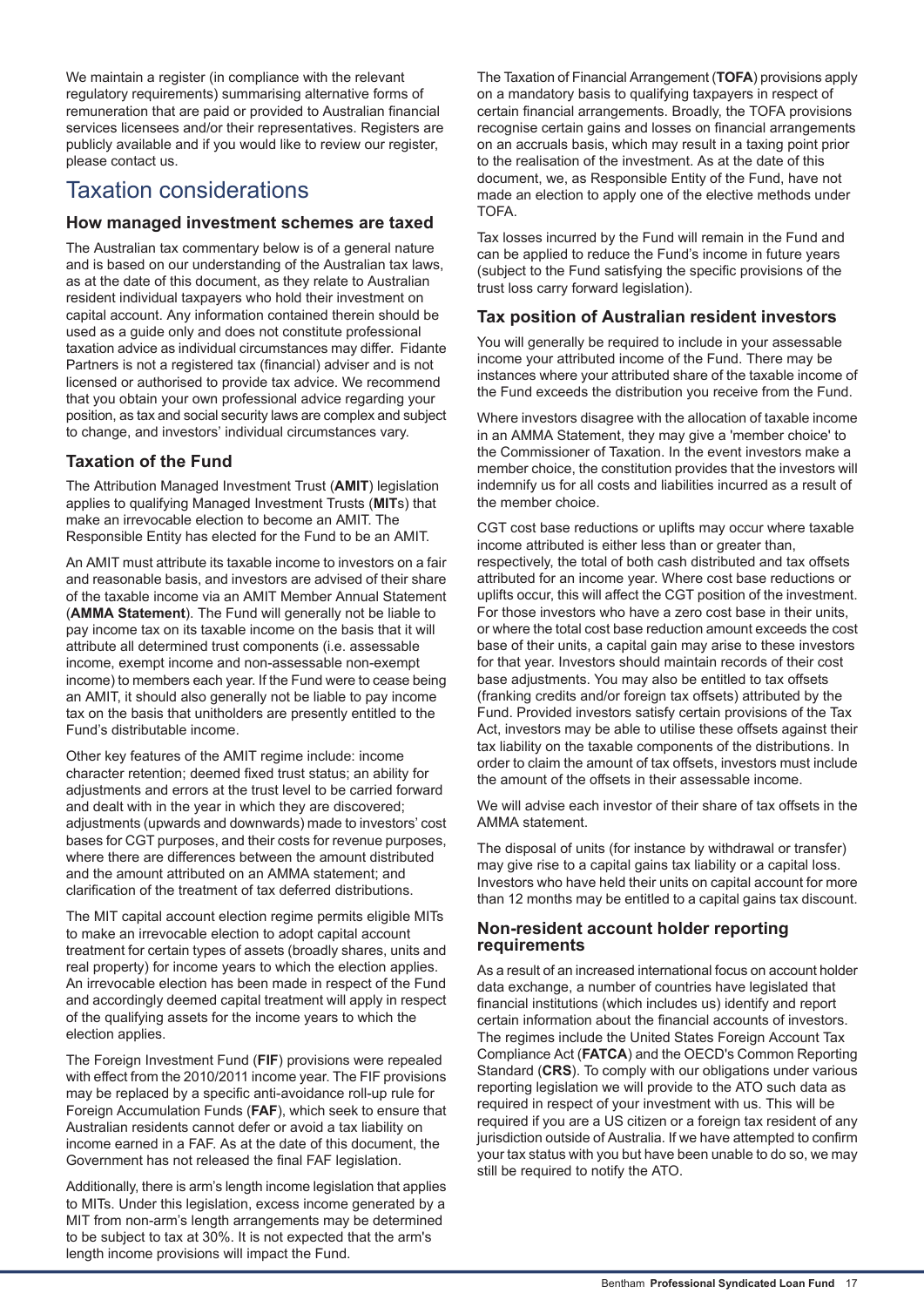We maintain a register (in compliance with the relevant regulatory requirements) summarising alternative forms of remuneration that are paid or provided to Australian financial services licensees and/or their representatives. Registers are publicly available and if you would like to review our register, please contact us.

# Taxation considerations

## How managed investment schemes are taxed

The Australian tax commentary below is of a general nature and is based on our understanding of the Australian tax laws, as at the date of this document, as they relate to Australian resident individual taxpayers who hold their investment on capital account. Any information contained therein should be used as a guide only and does not constitute professional taxation advice as individual circumstances may differ. Fidante Partners is not a registered tax (financial) adviser and is not licensed or authorised to provide tax advice. We recommend that you obtain your own professional advice regarding your position, as tax and social security laws are complex and subject to change, and investors' individual circumstances vary.

## Taxation of the Fund

The Attribution Managed Investment Trust (**AMIT**) legislation applies to qualifying Managed Investment Trusts (**MIT**s) that make an irrevocable election to become an AMIT. The Responsible Entity has elected for the Fund to be an AMIT.

An AMIT must attribute its taxable income to investors on a fair and reasonable basis, and investors are advised of their share of the taxable income via an AMIT Member Annual Statement (**AMMA Statement**). The Fund will generally not be liable to pay income tax on its taxable income on the basis that it will attribute all determined trust components (i.e. assessable income, exempt income and non-assessable non-exempt income) to members each year. If the Fund were to cease being an AMIT, it should also generally not be liable to pay income tax on the basis that unitholders are presently entitled to the Fund's distributable income.

Other key features of the AMIT regime include: income character retention; deemed fixed trust status; an ability for adjustments and errors at the trust level to be carried forward and dealt with in the year in which they are discovered; adjustments (upwards and downwards) made to investors' cost bases for CGT purposes, and their costs for revenue purposes, where there are differences between the amount distributed and the amount attributed on an AMMA statement; and clarification of the treatment of tax deferred distributions.

The MIT capital account election regime permits eligible MITs to make an irrevocable election to adopt capital account treatment for certain types of assets (broadly shares, units and real property) for income years to which the election applies. An irrevocable election has been made in respect of the Fund and accordingly deemed capital treatment will apply in respect of the qualifying assets for the income years to which the election applies.

The Foreign Investment Fund (**FIF**) provisions were repealed with effect from the 2010/2011 income year. The FIF provisions may be replaced by a specific anti-avoidance roll-up rule for Foreign Accumulation Funds (**FAF**), which seek to ensure that Australian residents cannot defer or avoid a tax liability on income earned in a FAF. As at the date of this document, the Government has not released the final FAF legislation.

Additionally, there is arm's length income legislation that applies to MITs. Under this legislation, excess income generated by a MIT from non-arm's length arrangements may be determined to be subject to tax at 30%. It is not expected that the arm's length income provisions will impact the Fund.

The Taxation of Financial Arrangement (**TOFA**) provisions apply on a mandatory basis to qualifying taxpayers in respect of certain financial arrangements. Broadly, the TOFA provisions recognise certain gains and losses on financial arrangements on an accruals basis, which may result in a taxing point prior to the realisation of the investment. As at the date of this document, we, as Responsible Entity of the Fund, have not made an election to apply one of the elective methods under TOFA.

Tax losses incurred by the Fund will remain in the Fund and can be applied to reduce the Fund's income in future years (subject to the Fund satisfying the specific provisions of the trust loss carry forward legislation).

## Tax position of Australian resident investors

You will generally be required to include in your assessable income your attributed income of the Fund. There may be instances where your attributed share of the taxable income of the Fund exceeds the distribution you receive from the Fund.

Where investors disagree with the allocation of taxable income in an AMMA Statement, they may give a 'member choice' to the Commissioner of Taxation. In the event investors make a member choice, the constitution provides that the investors will indemnify us for all costs and liabilities incurred as a result of the member choice.

CGT cost base reductions or uplifts may occur where taxable income attributed is either less than or greater than, respectively, the total of both cash distributed and tax offsets attributed for an income year. Where cost base reductions or uplifts occur, this will affect the CGT position of the investment. For those investors who have a zero cost base in their units, or where the total cost base reduction amount exceeds the cost base of their units, a capital gain may arise to these investors for that year. Investors should maintain records of their cost base adjustments. You may also be entitled to tax offsets (franking credits and/or foreign tax offsets) attributed by the Fund. Provided investors satisfy certain provisions of the Tax Act, investors may be able to utilise these offsets against their tax liability on the taxable components of the distributions. In order to claim the amount of tax offsets, investors must include the amount of the offsets in their assessable income.

We will advise each investor of their share of tax offsets in the AMMA statement.

The disposal of units (for instance by withdrawal or transfer) may give rise to a capital gains tax liability or a capital loss. Investors who have held their units on capital account for more than 12 months may be entitled to a capital gains tax discount.

## Non-resident account holder reporting requirements

As a result of an increased international focus on account holder data exchange, a number of countries have legislated that financial institutions (which includes us) identify and report certain information about the financial accounts of investors. The regimes include the United States Foreign Account Tax Compliance Act (**FATCA**) and the OECD's Common Reporting Standard (**CRS**). To comply with our obligations under various reporting legislation we will provide to the ATO such data as required in respect of your investment with us. This will be required if you are a US citizen or a foreign tax resident of any jurisdiction outside of Australia. If we have attempted to confirm your tax status with you but have been unable to do so, we may still be required to notify the ATO.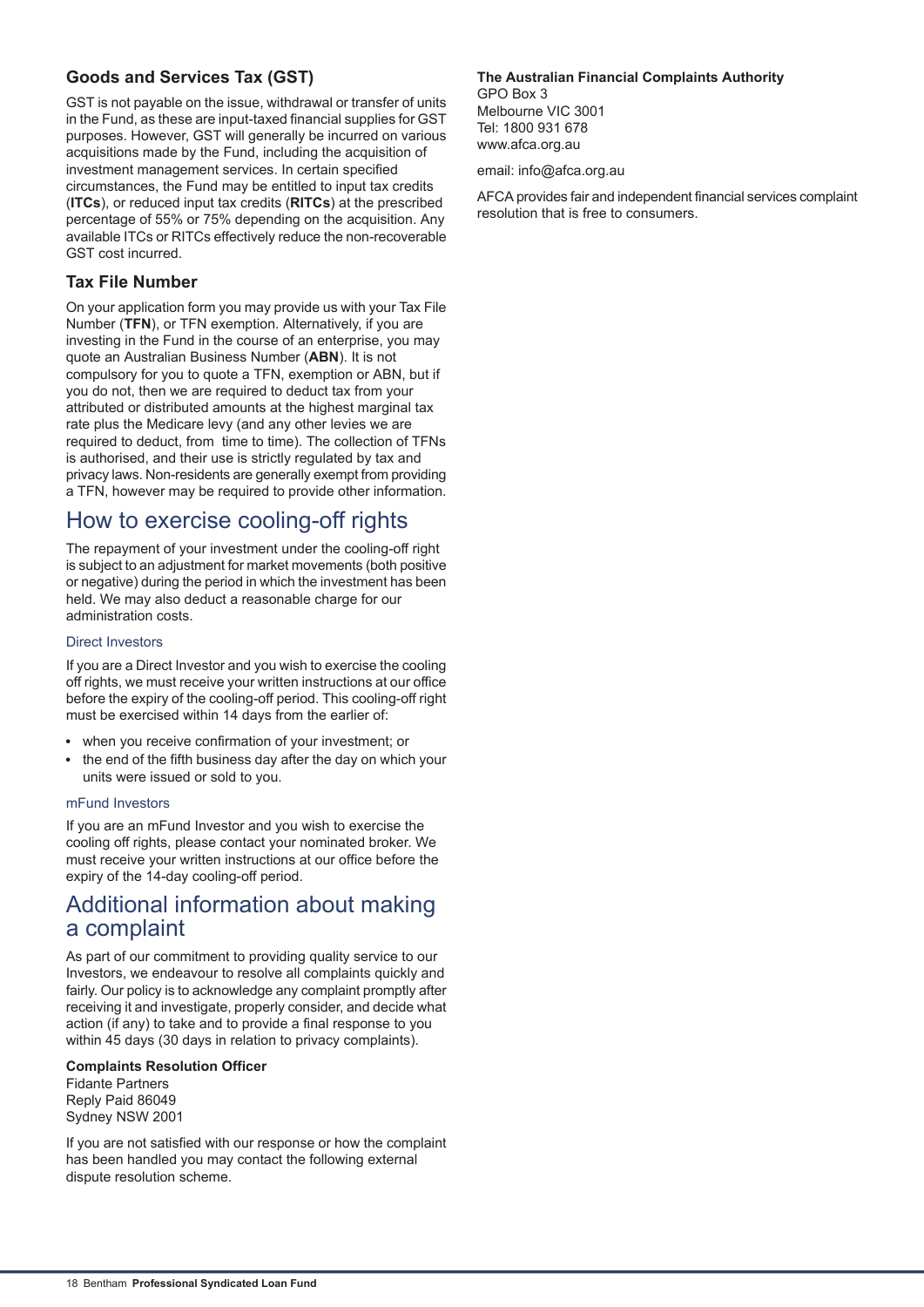### Goods and Services Tax (GST)

GST is not payable on the issue, withdrawal or transfer of units in the Fund, as these are input-taxed financial supplies for GST purposes. However, GST will generally be incurred on various acquisitions made by the Fund, including the acquisition of investment management services. In certain specified circumstances, the Fund may be entitled to input tax credits (**ITCs**), or reduced input tax credits (**RITCs**) at the prescribed percentage of 55% or 75% depending on the acquisition. Any available ITCs or RITCs effectively reduce the non-recoverable GST cost incurred.

### Tax File Number

On your application form you may provide us with your Tax File Number (**TFN**), or TFN exemption. Alternatively, if you are investing in the Fund in the course of an enterprise, you may quote an Australian Business Number (**ABN**). It is not compulsory for you to quote a TFN, exemption or ABN, but if you do not, then we are required to deduct tax from your attributed or distributed amounts at the highest marginal tax rate plus the Medicare levy (and any other levies we are required to deduct, from time to time). The collection of TFNs is authorised, and their use is strictly regulated by tax and privacy laws. Non-residents are generally exempt from providing a TFN, however may be required to provide other information.

## How to exercise cooling-off rights

The repayment of your investment under the cooling-off right is subject to an adjustment for market movements (both positive or negative) during the period in which the investment has been held. We may also deduct a reasonable charge for our administration costs.

#### Direct Investors

If you are a Direct Investor and you wish to exercise the cooling off rights, we must receive your written instructions at our office before the expiry of the cooling-off period. This cooling-off right must be exercised within 14 days from the earlier of:

- when you receive confirmation of your investment; or
- the end of the fifth business day after the day on which your units were issued or sold to you.

#### mFund Investors

If you are an mFund Investor and you wish to exercise the cooling off rights, please contact your nominated broker. We must receive your written instructions at our office before the expiry of the 14-day cooling-off period.

## Additional information about making a complaint

As part of our commitment to providing quality service to our Investors, we endeavour to resolve all complaints quickly and fairly. Our policy is to acknowledge any complaint promptly after receiving it and investigate, properly consider, and decide what action (if any) to take and to provide a final response to you within 45 days (30 days in relation to privacy complaints).

**Complaints Resolution Officer**
Fidante Partners
Reply Paid 86049
Sydney NSW 2001

If you are not satisfied with our response or how the complaint has been handled you may contact the following external dispute resolution scheme.

**The Australian Financial Complaints Authority**
GPO Box 3
Melbourne VIC 3001
Tel: 1800 931 678
www.afca.org.au

email: info@afca.org.au

AFCA provides fair and independent financial services complaint resolution that is free to consumers.